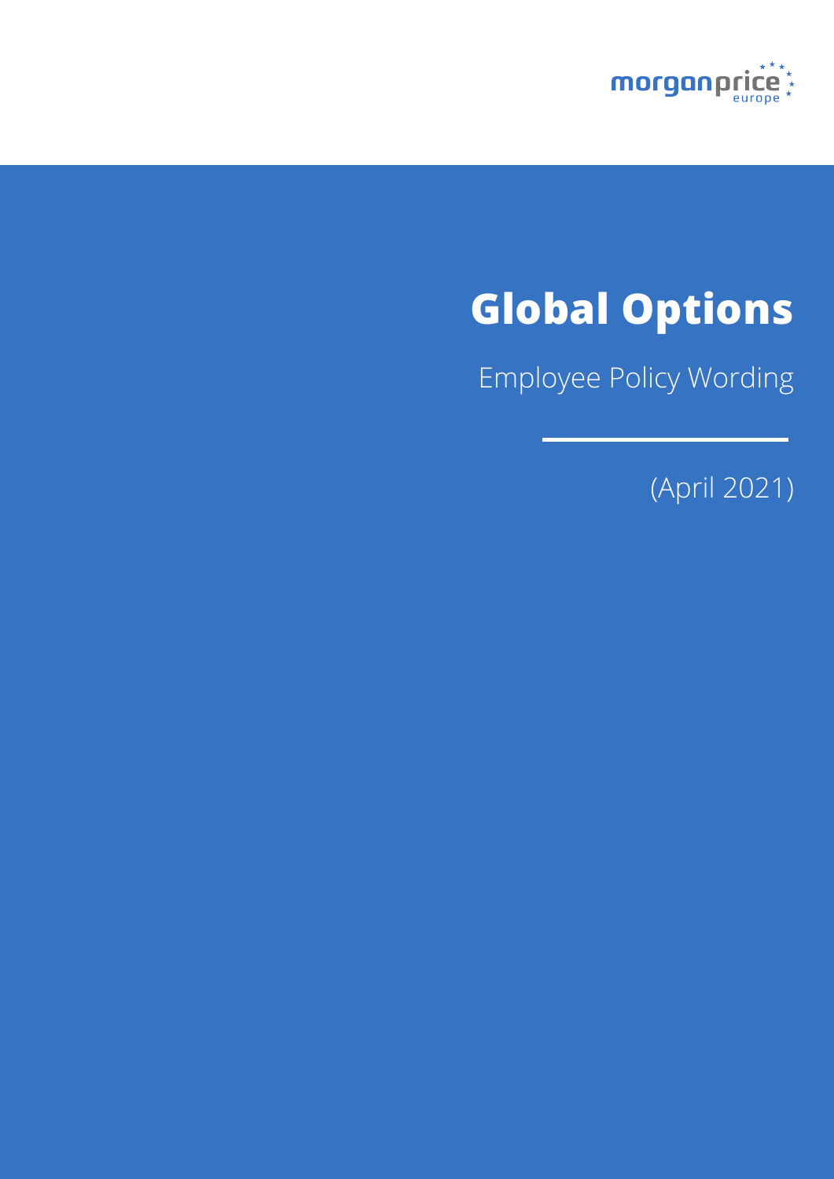morganprice europe

# Global Options

Employee Policy Wording

(April 2021)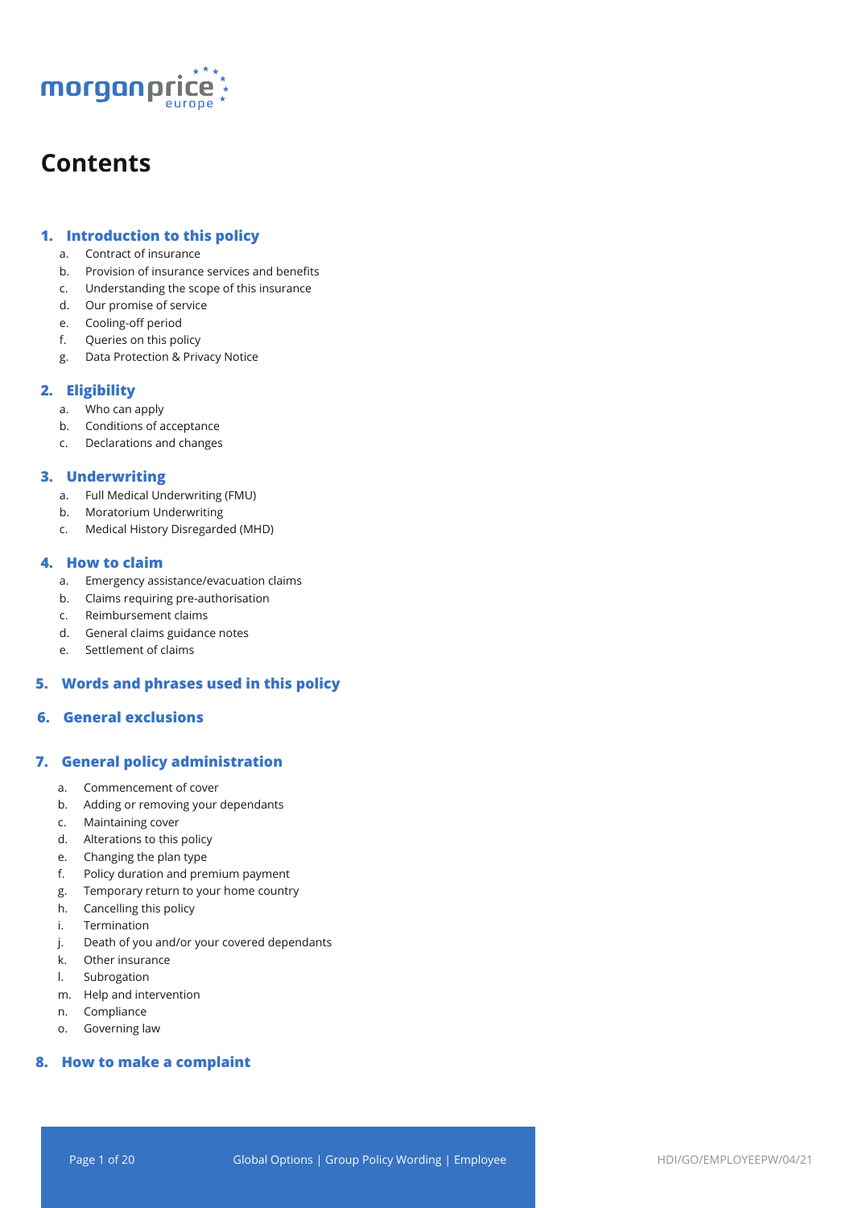# Contents

## 1. Introduction to this policy

a. Contract of insurance
b. Provision of insurance services and benefits
c. Understanding the scope of this insurance
d. Our promise of service
e. Cooling-off period
f. Queries on this policy
g. Data Protection & Privacy Notice

## 2. Eligibility

a. Who can apply
b. Conditions of acceptance
c. Declarations and changes

## 3. Underwriting

a. Full Medical Underwriting (FMU)
b. Moratorium Underwriting
c. Medical History Disregarded (MHD)

## 4. How to claim

a. Emergency assistance/evacuation claims
b. Claims requiring pre-authorisation
c. Reimbursement claims
d. General claims guidance notes
e. Settlement of claims

## 5. Words and phrases used in this policy

## 6. General exclusions

## 7. General policy administration

a. Commencement of cover
b. Adding or removing your dependants
c. Maintaining cover
d. Alterations to this policy
e. Changing the plan type
f. Policy duration and premium payment
g. Temporary return to your home country
h. Cancelling this policy
i. Termination
j. Death of you and/or your covered dependants
k. Other insurance
l. Subrogation
m. Help and intervention
n. Compliance
o. Governing law

## 8. How to make a complaint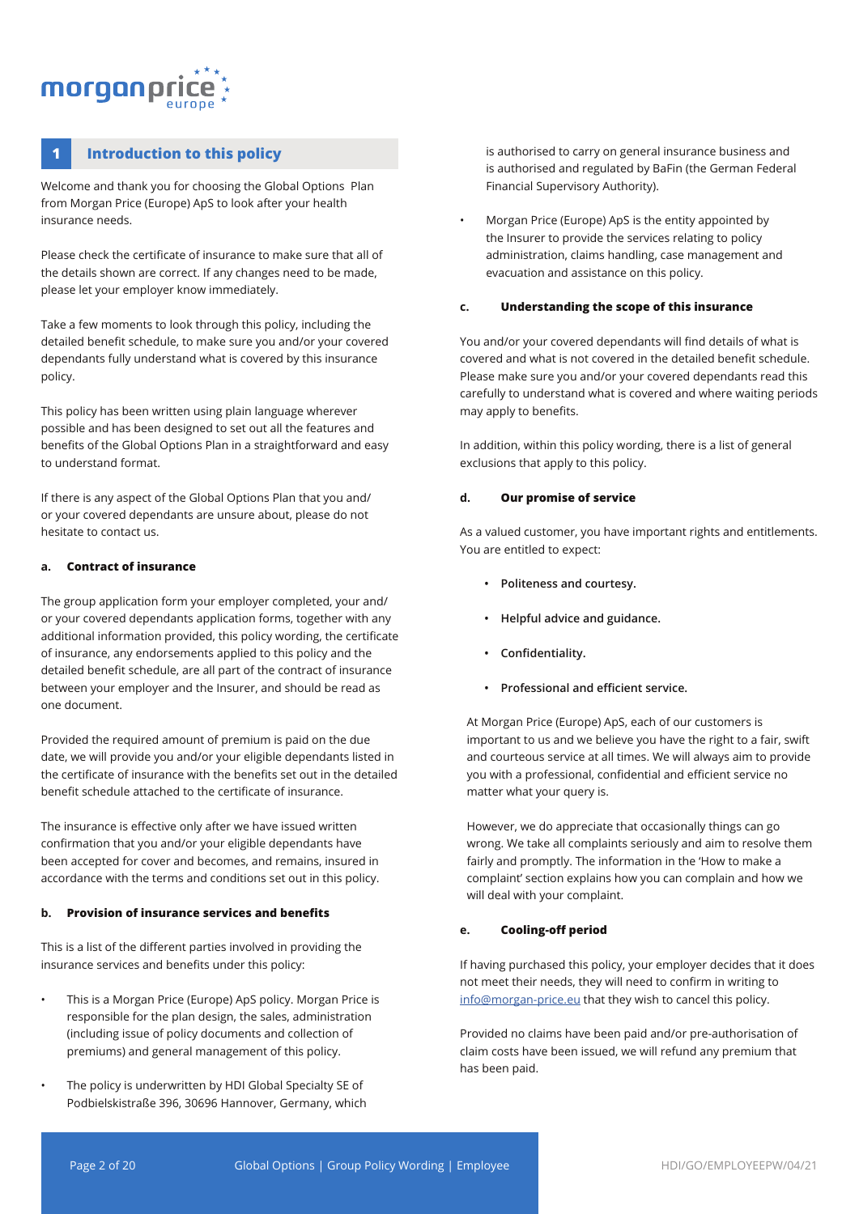## 1 Introduction to this policy

Welcome and thank you for choosing the Global Options Plan from Morgan Price (Europe) ApS to look after your health insurance needs.

Please check the certificate of insurance to make sure that all of the details shown are correct. If any changes need to be made, please let your employer know immediately.

Take a few moments to look through this policy, including the detailed benefit schedule, to make sure you and/or your covered dependants fully understand what is covered by this insurance policy.

This policy has been written using plain language wherever possible and has been designed to set out all the features and benefits of the Global Options Plan in a straightforward and easy to understand format.

If there is any aspect of the Global Options Plan that you and/or your covered dependants are unsure about, please do not hesitate to contact us.

### a. Contract of insurance

The group application form your employer completed, your and/or your covered dependants application forms, together with any additional information provided, this policy wording, the certificate of insurance, any endorsements applied to this policy and the detailed benefit schedule, are all part of the contract of insurance between your employer and the Insurer, and should be read as one document.

Provided the required amount of premium is paid on the due date, we will provide you and/or your eligible dependants listed in the certificate of insurance with the benefits set out in the detailed benefit schedule attached to the certificate of insurance.

The insurance is effective only after we have issued written confirmation that you and/or your eligible dependants have been accepted for cover and becomes, and remains, insured in accordance with the terms and conditions set out in this policy.

### b. Provision of insurance services and benefits

This is a list of the different parties involved in providing the insurance services and benefits under this policy:

- This is a Morgan Price (Europe) ApS policy. Morgan Price is responsible for the plan design, the sales, administration (including issue of policy documents and collection of premiums) and general management of this policy.
- The policy is underwritten by HDI Global Specialty SE of Podbielskistraße 396, 30696 Hannover, Germany, which is authorised to carry on general insurance business and is authorised and regulated by BaFin (the German Federal Financial Supervisory Authority).
- Morgan Price (Europe) ApS is the entity appointed by the Insurer to provide the services relating to policy administration, claims handling, case management and evacuation and assistance on this policy.

### c. Understanding the scope of this insurance

You and/or your covered dependants will find details of what is covered and what is not covered in the detailed benefit schedule. Please make sure you and/or your covered dependants read this carefully to understand what is covered and where waiting periods may apply to benefits.

In addition, within this policy wording, there is a list of general exclusions that apply to this policy.

### d. Our promise of service

As a valued customer, you have important rights and entitlements. You are entitled to expect:

- **Politeness and courtesy.**
- **Helpful advice and guidance.**
- **Confidentiality.**
- **Professional and efficient service.**

At Morgan Price (Europe) ApS, each of our customers is important to us and we believe you have the right to a fair, swift and courteous service at all times. We will always aim to provide you with a professional, confidential and efficient service no matter what your query is.

However, we do appreciate that occasionally things can go wrong. We take all complaints seriously and aim to resolve them fairly and promptly. The information in the 'How to make a complaint' section explains how you can complain and how we will deal with your complaint.

### e. Cooling-off period

If having purchased this policy, your employer decides that it does not meet their needs, they will need to confirm in writing to info@morgan-price.eu that they wish to cancel this policy.

Provided no claims have been paid and/or pre-authorisation of claim costs have been issued, we will refund any premium that has been paid.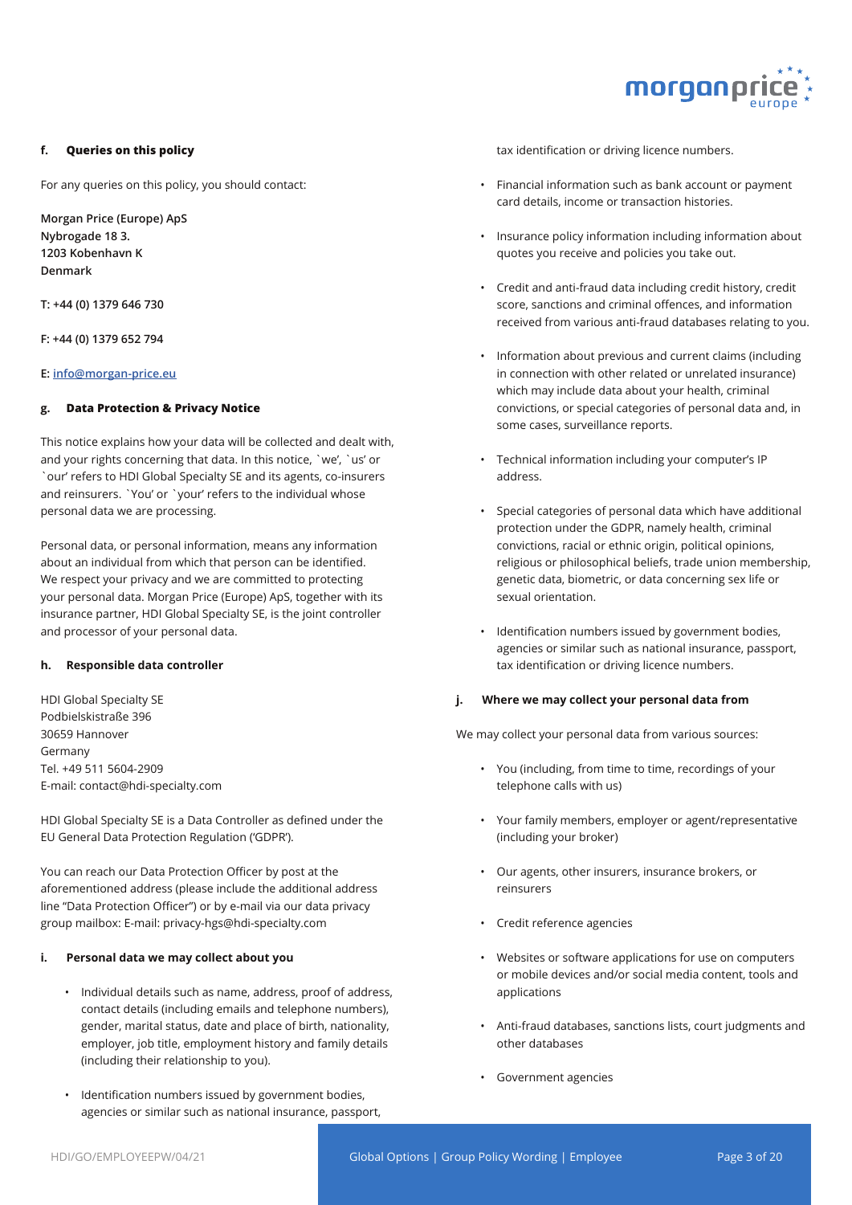### f. Queries on this policy

For any queries on this policy, you should contact:

**Morgan Price (Europe) ApS**
**Nybrogade 18 3.**
**1203 Kobenhavn K**
**Denmark**

**T: +44 (0) 1379 646 730**

**F: +44 (0) 1379 652 794**

**E: info@morgan-price.eu**

### g. Data Protection & Privacy Notice

This notice explains how your data will be collected and dealt with, and your rights concerning that data. In this notice, `we', `us' or `our' refers to HDI Global Specialty SE and its agents, co-insurers and reinsurers. `You' or `your' refers to the individual whose personal data we are processing.

Personal data, or personal information, means any information about an individual from which that person can be identified. We respect your privacy and we are committed to protecting your personal data. Morgan Price (Europe) ApS, together with its insurance partner, HDI Global Specialty SE, is the joint controller and processor of your personal data.

### h. Responsible data controller

HDI Global Specialty SE
Podbielskistraße 396
30659 Hannover
Germany
Tel. +49 511 5604-2909
E-mail: contact@hdi-specialty.com

HDI Global Specialty SE is a Data Controller as defined under the EU General Data Protection Regulation ('GDPR').

You can reach our Data Protection Officer by post at the aforementioned address (please include the additional address line "Data Protection Officer") or by e-mail via our data privacy group mailbox: E-mail: privacy-hgs@hdi-specialty.com

### i. Personal data we may collect about you

- Individual details such as name, address, proof of address, contact details (including emails and telephone numbers), gender, marital status, date and place of birth, nationality, employer, job title, employment history and family details (including their relationship to you).
- Identification numbers issued by government bodies, agencies or similar such as national insurance, passport, tax identification or driving licence numbers.
- Financial information such as bank account or payment card details, income or transaction histories.
- Insurance policy information including information about quotes you receive and policies you take out.
- Credit and anti-fraud data including credit history, credit score, sanctions and criminal offences, and information received from various anti-fraud databases relating to you.
- Information about previous and current claims (including in connection with other related or unrelated insurance) which may include data about your health, criminal convictions, or special categories of personal data and, in some cases, surveillance reports.
- Technical information including your computer's IP address.
- Special categories of personal data which have additional protection under the GDPR, namely health, criminal convictions, racial or ethnic origin, political opinions, religious or philosophical beliefs, trade union membership, genetic data, biometric, or data concerning sex life or sexual orientation.
- Identification numbers issued by government bodies, agencies or similar such as national insurance, passport, tax identification or driving licence numbers.

### j. Where we may collect your personal data from

We may collect your personal data from various sources:

- You (including, from time to time, recordings of your telephone calls with us)
- Your family members, employer or agent/representative (including your broker)
- Our agents, other insurers, insurance brokers, or reinsurers
- Credit reference agencies
- Websites or software applications for use on computers or mobile devices and/or social media content, tools and applications
- Anti-fraud databases, sanctions lists, court judgments and other databases
- Government agencies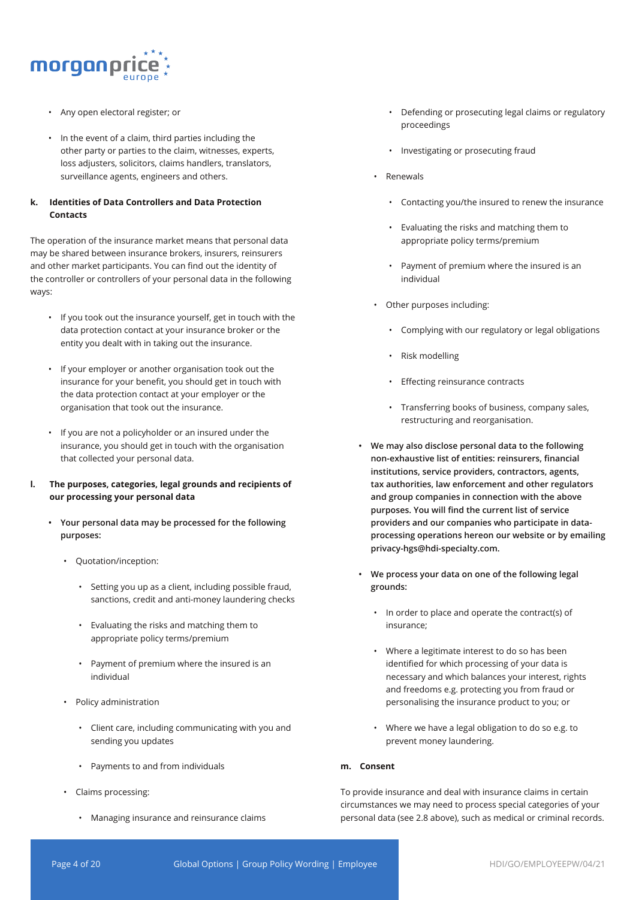- Any open electoral register; or
- In the event of a claim, third parties including the other party or parties to the claim, witnesses, experts, loss adjusters, solicitors, claims handlers, translators, surveillance agents, engineers and others.

**k. Identities of Data Controllers and Data Protection Contacts**

The operation of the insurance market means that personal data may be shared between insurance brokers, insurers, reinsurers and other market participants. You can find out the identity of the controller or controllers of your personal data in the following ways:

- If you took out the insurance yourself, get in touch with the data protection contact at your insurance broker or the entity you dealt with in taking out the insurance.
- If your employer or another organisation took out the insurance for your benefit, you should get in touch with the data protection contact at your employer or the organisation that took out the insurance.
- If you are not a policyholder or an insured under the insurance, you should get in touch with the organisation that collected your personal data.

**l. The purposes, categories, legal grounds and recipients of our processing your personal data**

- **Your personal data may be processed for the following purposes:**
  - Quotation/inception:
    - Setting you up as a client, including possible fraud, sanctions, credit and anti-money laundering checks
    - Evaluating the risks and matching them to appropriate policy terms/premium
    - Payment of premium where the insured is an individual
  - Policy administration
    - Client care, including communicating with you and sending you updates
    - Payments to and from individuals
  - Claims processing:
    - Managing insurance and reinsurance claims
    - Defending or prosecuting legal claims or regulatory proceedings
    - Investigating or prosecuting fraud
  - Renewals
    - Contacting you/the insured to renew the insurance
    - Evaluating the risks and matching them to appropriate policy terms/premium
    - Payment of premium where the insured is an individual
  - Other purposes including:
    - Complying with our regulatory or legal obligations
    - Risk modelling
    - Effecting reinsurance contracts
    - Transferring books of business, company sales, restructuring and reorganisation.
- **We may also disclose personal data to the following non-exhaustive list of entities: reinsurers, financial institutions, service providers, contractors, agents, tax authorities, law enforcement and other regulators and group companies in connection with the above purposes. You will find the current list of service providers and our companies who participate in data-processing operations hereon our website or by emailing privacy-hgs@hdi-specialty.com.**
- **We process your data on one of the following legal grounds:**
  - In order to place and operate the contract(s) of insurance;
  - Where a legitimate interest to do so has been identified for which processing of your data is necessary and which balances your interest, rights and freedoms e.g. protecting you from fraud or personalising the insurance product to you; or
  - Where we have a legal obligation to do so e.g. to prevent money laundering.

**m. Consent**

To provide insurance and deal with insurance claims in certain circumstances we may need to process special categories of your personal data (see 2.8 above), such as medical or criminal records.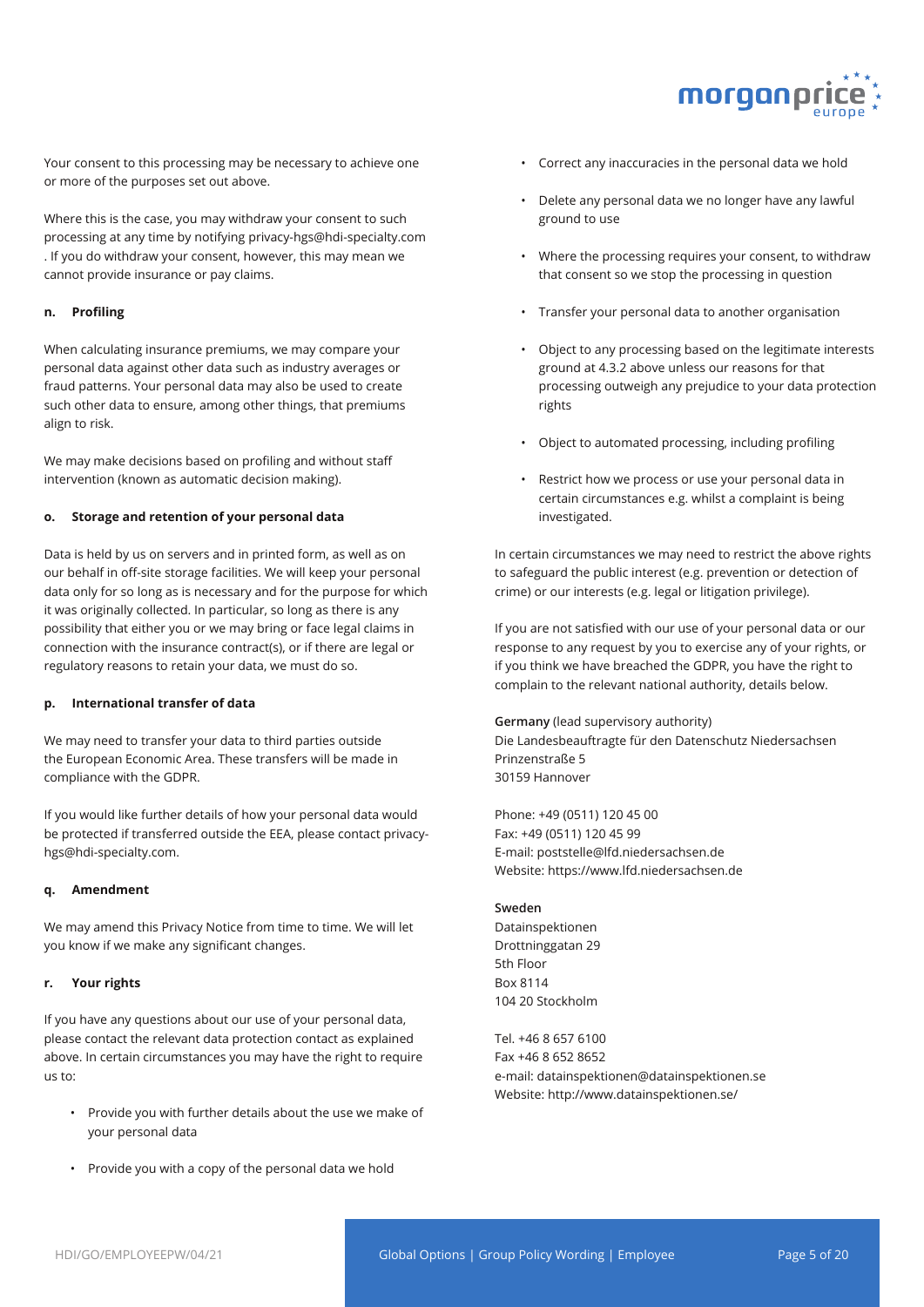Your consent to this processing may be necessary to achieve one or more of the purposes set out above.

Where this is the case, you may withdraw your consent to such processing at any time by notifying privacy-hgs@hdi-specialty.com . If you do withdraw your consent, however, this may mean we cannot provide insurance or pay claims.

**n. Profiling**

When calculating insurance premiums, we may compare your personal data against other data such as industry averages or fraud patterns. Your personal data may also be used to create such other data to ensure, among other things, that premiums align to risk.

We may make decisions based on profiling and without staff intervention (known as automatic decision making).

**o. Storage and retention of your personal data**

Data is held by us on servers and in printed form, as well as on our behalf in off-site storage facilities. We will keep your personal data only for so long as is necessary and for the purpose for which it was originally collected. In particular, so long as there is any possibility that either you or we may bring or face legal claims in connection with the insurance contract(s), or if there are legal or regulatory reasons to retain your data, we must do so.

**p. International transfer of data**

We may need to transfer your data to third parties outside the European Economic Area. These transfers will be made in compliance with the GDPR.

If you would like further details of how your personal data would be protected if transferred outside the EEA, please contact privacy-hgs@hdi-specialty.com.

**q. Amendment**

We may amend this Privacy Notice from time to time. We will let you know if we make any significant changes.

**r. Your rights**

If you have any questions about our use of your personal data, please contact the relevant data protection contact as explained above. In certain circumstances you may have the right to require us to:

- Provide you with further details about the use we make of your personal data
- Provide you with a copy of the personal data we hold
- Correct any inaccuracies in the personal data we hold
- Delete any personal data we no longer have any lawful ground to use
- Where the processing requires your consent, to withdraw that consent so we stop the processing in question
- Transfer your personal data to another organisation
- Object to any processing based on the legitimate interests ground at 4.3.2 above unless our reasons for that processing outweigh any prejudice to your data protection rights
- Object to automated processing, including profiling
- Restrict how we process or use your personal data in certain circumstances e.g. whilst a complaint is being investigated.

In certain circumstances we may need to restrict the above rights to safeguard the public interest (e.g. prevention or detection of crime) or our interests (e.g. legal or litigation privilege).

If you are not satisfied with our use of your personal data or our response to any request by you to exercise any of your rights, or if you think we have breached the GDPR, you have the right to complain to the relevant national authority, details below.

**Germany** (lead supervisory authority)
Die Landesbeauftragte für den Datenschutz Niedersachsen
Prinzenstraße 5
30159 Hannover

Phone: +49 (0511) 120 45 00
Fax: +49 (0511) 120 45 99
E-mail: poststelle@lfd.niedersachsen.de
Website: https://www.lfd.niedersachsen.de

**Sweden**
Datainspektionen
Drottninggatan 29
5th Floor
Box 8114
104 20 Stockholm

Tel. +46 8 657 6100
Fax +46 8 652 8652
e-mail: datainspektionen@datainspektionen.se
Website: http://www.datainspektionen.se/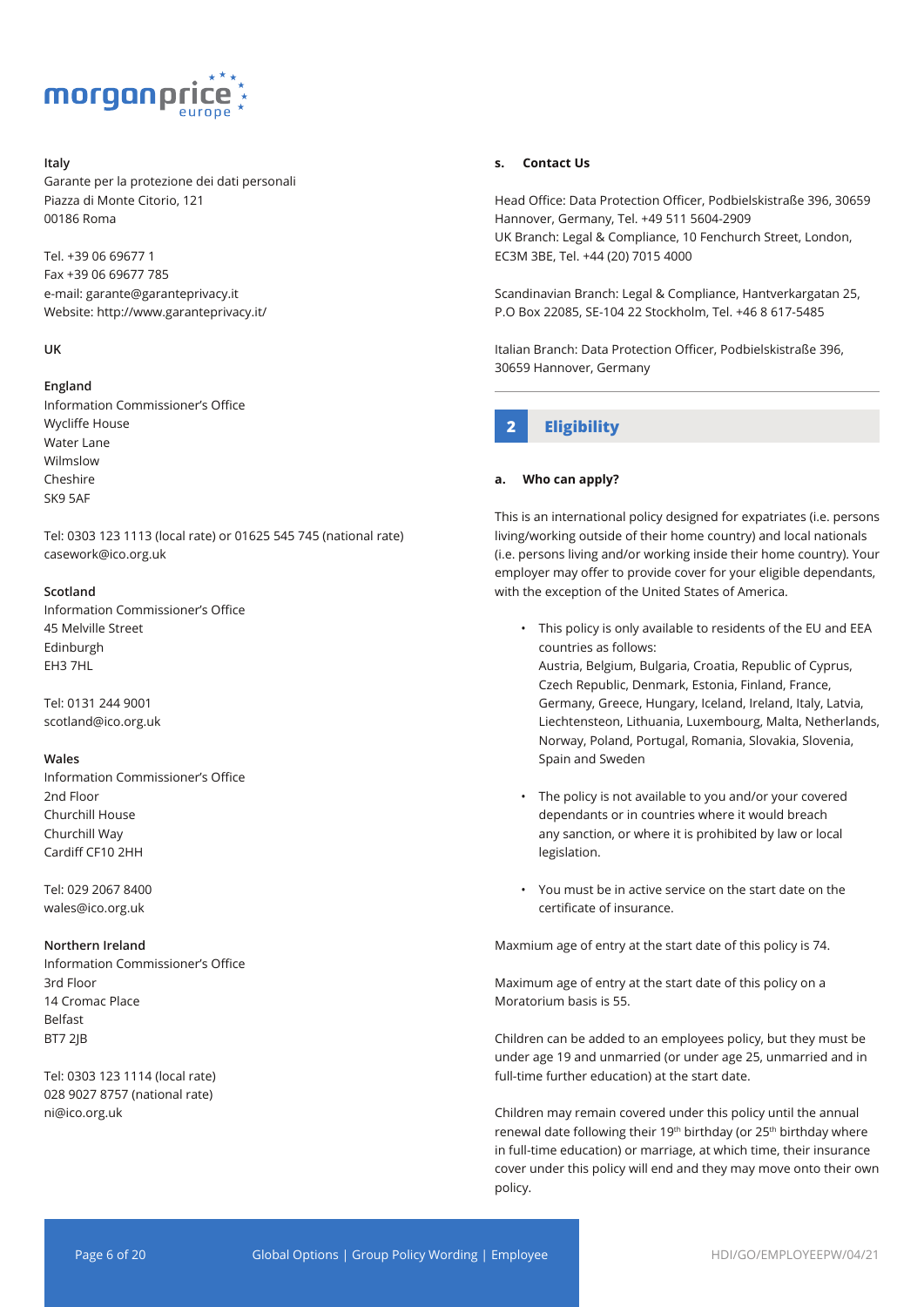**Italy**
Garante per la protezione dei dati personali
Piazza di Monte Citorio, 121
00186 Roma

Tel. +39 06 69677 1
Fax +39 06 69677 785
e-mail: garante@garanteprivacy.it
Website: http://www.garanteprivacy.it/

**UK**

**England**
Information Commissioner's Office
Wycliffe House
Water Lane
Wilmslow
Cheshire
SK9 5AF

Tel: 0303 123 1113 (local rate) or 01625 545 745 (national rate)
casework@ico.org.uk

**Scotland**
Information Commissioner's Office
45 Melville Street
Edinburgh
EH3 7HL

Tel: 0131 244 9001
scotland@ico.org.uk

**Wales**
Information Commissioner's Office
2nd Floor
Churchill House
Churchill Way
Cardiff CF10 2HH

Tel: 029 2067 8400
wales@ico.org.uk

**Northern Ireland**
Information Commissioner's Office
3rd Floor
14 Cromac Place
Belfast
BT7 2JB

Tel: 0303 123 1114 (local rate)
028 9027 8757 (national rate)
ni@ico.org.uk

### s. Contact Us

Head Office: Data Protection Officer, Podbielskistraße 396, 30659 Hannover, Germany, Tel. +49 511 5604-2909
UK Branch: Legal & Compliance, 10 Fenchurch Street, London, EC3M 3BE, Tel. +44 (20) 7015 4000

Scandinavian Branch: Legal & Compliance, Hantverkargatan 25, P.O Box 22085, SE-104 22 Stockholm, Tel. +46 8 617-5485

Italian Branch: Data Protection Officer, Podbielskistraße 396, 30659 Hannover, Germany

## 2 Eligibility

### a. Who can apply?

This is an international policy designed for expatriates (i.e. persons living/working outside of their home country) and local nationals (i.e. persons living and/or working inside their home country). Your employer may offer to provide cover for your eligible dependants, with the exception of the United States of America.

- This policy is only available to residents of the EU and EEA countries as follows:
  Austria, Belgium, Bulgaria, Croatia, Republic of Cyprus, Czech Republic, Denmark, Estonia, Finland, France, Germany, Greece, Hungary, Iceland, Ireland, Italy, Latvia, Liechtensteon, Lithuania, Luxembourg, Malta, Netherlands, Norway, Poland, Portugal, Romania, Slovakia, Slovenia, Spain and Sweden
- The policy is not available to you and/or your covered dependants or in countries where it would breach any sanction, or where it is prohibited by law or local legislation.
- You must be in active service on the start date on the certificate of insurance.

Maxmium age of entry at the start date of this policy is 74.

Maximum age of entry at the start date of this policy on a Moratorium basis is 55.

Children can be added to an employees policy, but they must be under age 19 and unmarried (or under age 25, unmarried and in full-time further education) at the start date.

Children may remain covered under this policy until the annual renewal date following their 19th birthday (or 25th birthday where in full-time education) or marriage, at which time, their insurance cover under this policy will end and they may move onto their own policy.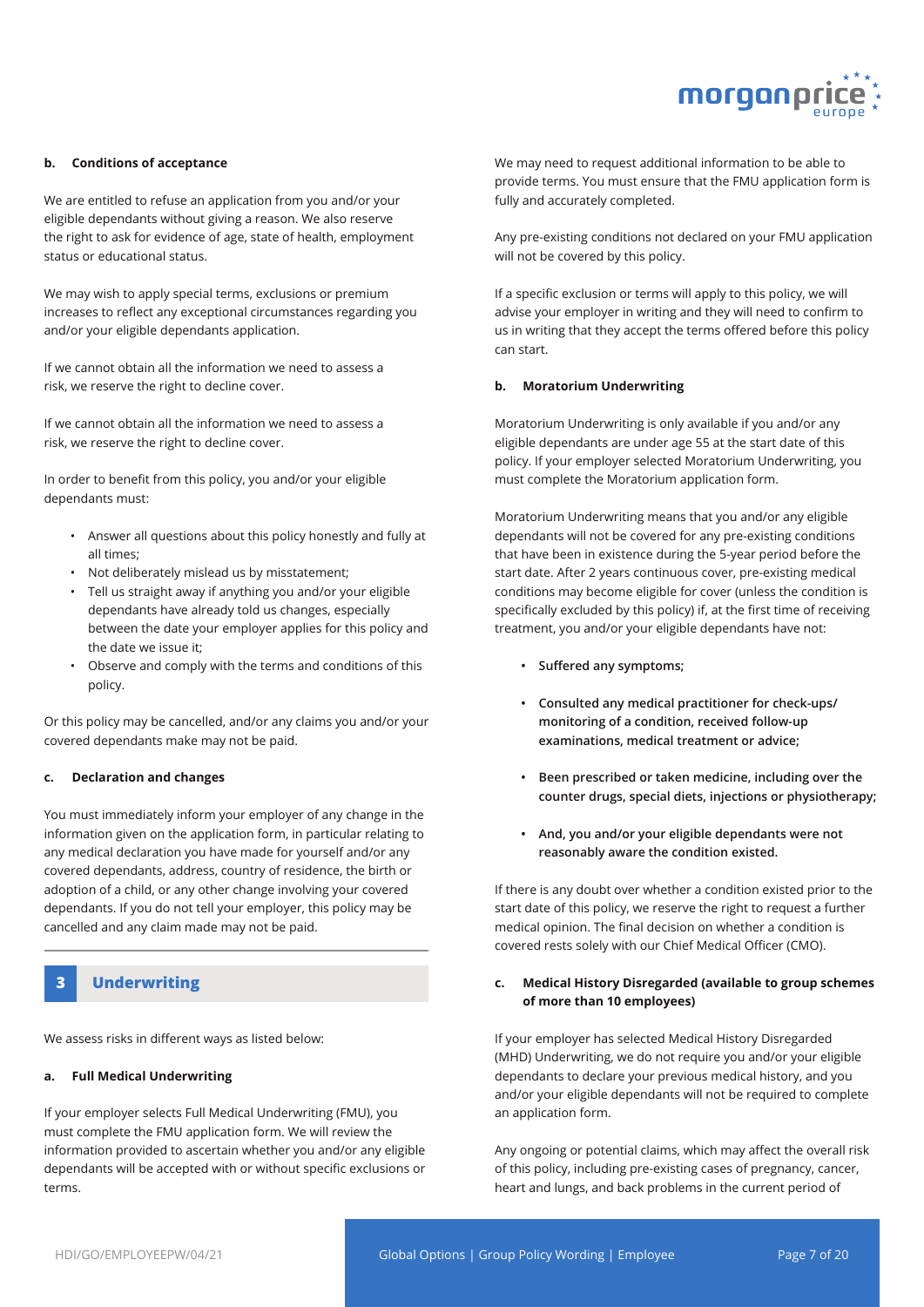**b. Conditions of acceptance**

We are entitled to refuse an application from you and/or your eligible dependants without giving a reason. We also reserve the right to ask for evidence of age, state of health, employment status or educational status.

We may wish to apply special terms, exclusions or premium increases to reflect any exceptional circumstances regarding you and/or your eligible dependants application.

If we cannot obtain all the information we need to assess a risk, we reserve the right to decline cover.

If we cannot obtain all the information we need to assess a risk, we reserve the right to decline cover.

In order to benefit from this policy, you and/or your eligible dependants must:

- Answer all questions about this policy honestly and fully at all times;
- Not deliberately mislead us by misstatement;
- Tell us straight away if anything you and/or your eligible dependants have already told us changes, especially between the date your employer applies for this policy and the date we issue it;
- Observe and comply with the terms and conditions of this policy.

Or this policy may be cancelled, and/or any claims you and/or your covered dependants make may not be paid.

**c. Declaration and changes**

You must immediately inform your employer of any change in the information given on the application form, in particular relating to any medical declaration you have made for yourself and/or any covered dependants, address, country of residence, the birth or adoption of a child, or any other change involving your covered dependants. If you do not tell your employer, this policy may be cancelled and any claim made may not be paid.

## 3 Underwriting

We assess risks in different ways as listed below:

**a. Full Medical Underwriting**

If your employer selects Full Medical Underwriting (FMU), you must complete the FMU application form. We will review the information provided to ascertain whether you and/or any eligible dependants will be accepted with or without specific exclusions or terms.

We may need to request additional information to be able to provide terms. You must ensure that the FMU application form is fully and accurately completed.

Any pre-existing conditions not declared on your FMU application will not be covered by this policy.

If a specific exclusion or terms will apply to this policy, we will advise your employer in writing and they will need to confirm to us in writing that they accept the terms offered before this policy can start.

**b. Moratorium Underwriting**

Moratorium Underwriting is only available if you and/or any eligible dependants are under age 55 at the start date of this policy. If your employer selected Moratorium Underwriting, you must complete the Moratorium application form.

Moratorium Underwriting means that you and/or any eligible dependants will not be covered for any pre-existing conditions that have been in existence during the 5-year period before the start date. After 2 years continuous cover, pre-existing medical conditions may become eligible for cover (unless the condition is specifically excluded by this policy) if, at the first time of receiving treatment, you and/or your eligible dependants have not:

- **Suffered any symptoms;**
- **Consulted any medical practitioner for check-ups/ monitoring of a condition, received follow-up examinations, medical treatment or advice;**
- **Been prescribed or taken medicine, including over the counter drugs, special diets, injections or physiotherapy;**
- **And, you and/or your eligible dependants were not reasonably aware the condition existed.**

If there is any doubt over whether a condition existed prior to the start date of this policy, we reserve the right to request a further medical opinion. The final decision on whether a condition is covered rests solely with our Chief Medical Officer (CMO).

**c. Medical History Disregarded (available to group schemes of more than 10 employees)**

If your employer has selected Medical History Disregarded (MHD) Underwriting, we do not require you and/or your eligible dependants to declare your previous medical history, and you and/or your eligible dependants will not be required to complete an application form.

Any ongoing or potential claims, which may affect the overall risk of this policy, including pre-existing cases of pregnancy, cancer, heart and lungs, and back problems in the current period of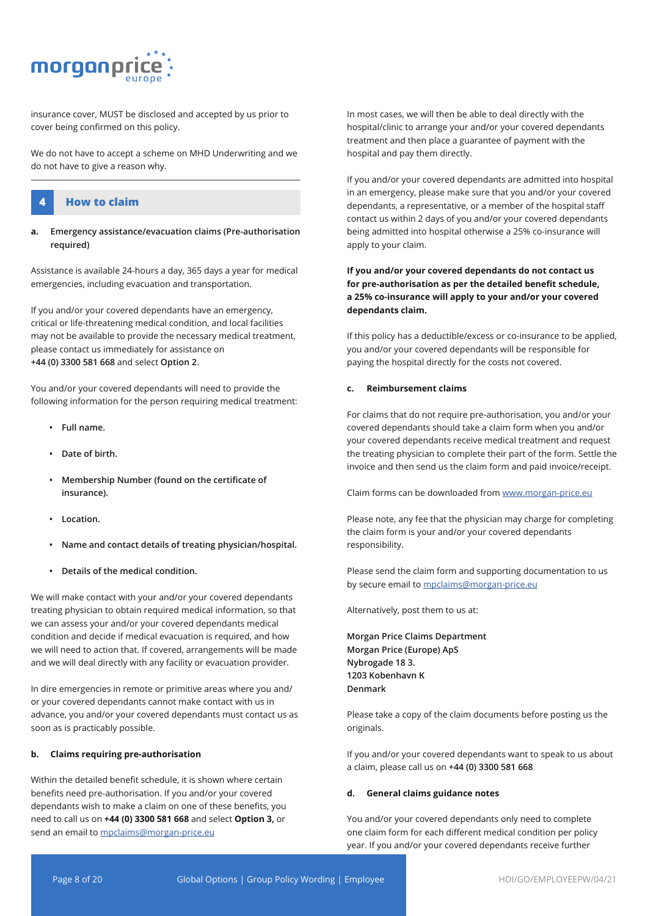insurance cover, MUST be disclosed and accepted by us prior to cover being confirmed on this policy.

We do not have to accept a scheme on MHD Underwriting and we do not have to give a reason why.

## 4 How to claim

### a. Emergency assistance/evacuation claims (Pre-authorisation required)

Assistance is available 24-hours a day, 365 days a year for medical emergencies, including evacuation and transportation.

If you and/or your covered dependants have an emergency, critical or life-threatening medical condition, and local facilities may not be available to provide the necessary medical treatment, please contact us immediately for assistance on **+44 (0) 3300 581 668** and select **Option 2**.

You and/or your covered dependants will need to provide the following information for the person requiring medical treatment:

- **Full name.**
- **Date of birth.**
- **Membership Number (found on the certificate of insurance).**
- **Location.**
- **Name and contact details of treating physician/hospital.**
- **Details of the medical condition.**

We will make contact with your and/or your covered dependants treating physician to obtain required medical information, so that we can assess your and/or your covered dependants medical condition and decide if medical evacuation is required, and how we will need to action that. If covered, arrangements will be made and we will deal directly with any facility or evacuation provider.

In dire emergencies in remote or primitive areas where you and/or your covered dependants cannot make contact with us in advance, you and/or your covered dependants must contact us as soon as is practicably possible.

### b. Claims requiring pre-authorisation

Within the detailed benefit schedule, it is shown where certain benefits need pre-authorisation. If you and/or your covered dependants wish to make a claim on one of these benefits, you need to call us on **+44 (0) 3300 581 668** and select **Option 3,** or send an email to mpclaims@morgan-price.eu

In most cases, we will then be able to deal directly with the hospital/clinic to arrange your and/or your covered dependants treatment and then place a guarantee of payment with the hospital and pay them directly.

If you and/or your covered dependants are admitted into hospital in an emergency, please make sure that you and/or your covered dependants, a representative, or a member of the hospital staff contact us within 2 days of you and/or your covered dependants being admitted into hospital otherwise a 25% co-insurance will apply to your claim.

**If you and/or your covered dependants do not contact us for pre-authorisation as per the detailed benefit schedule, a 25% co-insurance will apply to your and/or your covered dependants claim.**

If this policy has a deductible/excess or co-insurance to be applied, you and/or your covered dependants will be responsible for paying the hospital directly for the costs not covered.

### c. Reimbursement claims

For claims that do not require pre-authorisation, you and/or your covered dependants should take a claim form when you and/or your covered dependants receive medical treatment and request the treating physician to complete their part of the form. Settle the invoice and then send us the claim form and paid invoice/receipt.

Claim forms can be downloaded from www.morgan-price.eu

Please note, any fee that the physician may charge for completing the claim form is your and/or your covered dependants responsibility.

Please send the claim form and supporting documentation to us by secure email to mpclaims@morgan-price.eu

Alternatively, post them to us at:

**Morgan Price Claims Department**
**Morgan Price (Europe) ApS**
**Nybrogade 18 3.**
**1203 Kobenhavn K**
**Denmark**

Please take a copy of the claim documents before posting us the originals.

If you and/or your covered dependants want to speak to us about a claim, please call us on **+44 (0) 3300 581 668**

### d. General claims guidance notes

You and/or your covered dependants only need to complete one claim form for each different medical condition per policy year. If you and/or your covered dependants receive further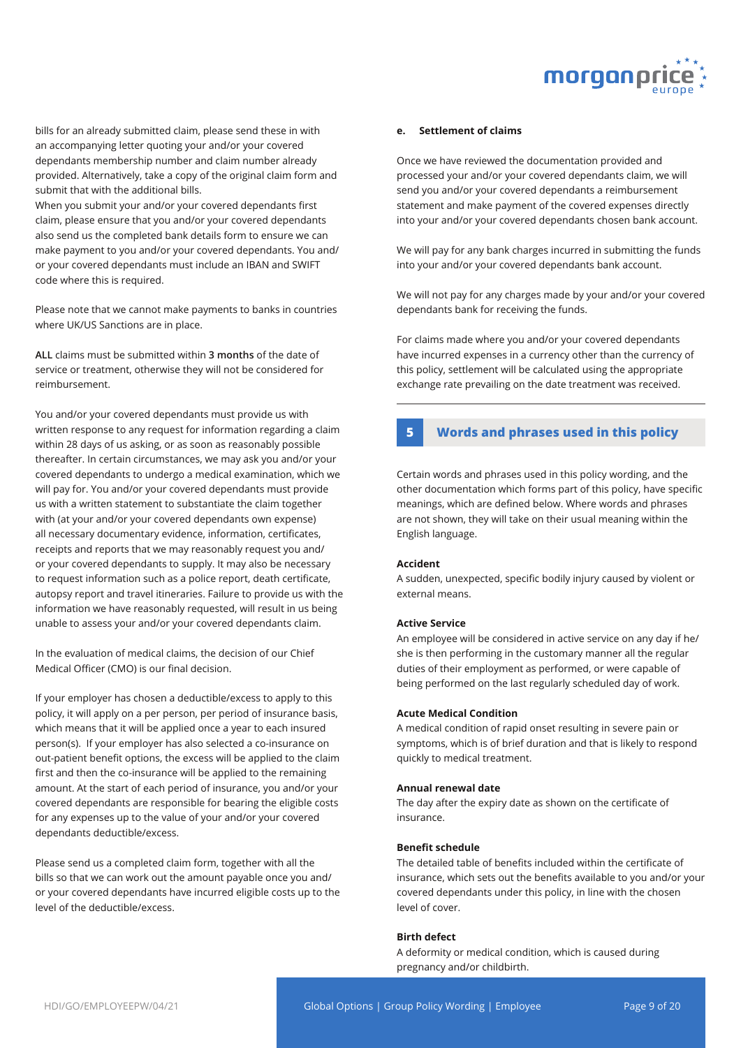bills for an already submitted claim, please send these in with an accompanying letter quoting your and/or your covered dependants membership number and claim number already provided. Alternatively, take a copy of the original claim form and submit that with the additional bills.

When you submit your and/or your covered dependants first claim, please ensure that you and/or your covered dependants also send us the completed bank details form to ensure we can make payment to you and/or your covered dependants. You and/or your covered dependants must include an IBAN and SWIFT code where this is required.

Please note that we cannot make payments to banks in countries where UK/US Sanctions are in place.

**ALL** claims must be submitted within **3 months** of the date of service or treatment, otherwise they will not be considered for reimbursement.

You and/or your covered dependants must provide us with written response to any request for information regarding a claim within 28 days of us asking, or as soon as reasonably possible thereafter. In certain circumstances, we may ask you and/or your covered dependants to undergo a medical examination, which we will pay for. You and/or your covered dependants must provide us with a written statement to substantiate the claim together with (at your and/or your covered dependants own expense) all necessary documentary evidence, information, certificates, receipts and reports that we may reasonably request you and/or your covered dependants to supply. It may also be necessary to request information such as a police report, death certificate, autopsy report and travel itineraries. Failure to provide us with the information we have reasonably requested, will result in us being unable to assess your and/or your covered dependants claim.

In the evaluation of medical claims, the decision of our Chief Medical Officer (CMO) is our final decision.

If your employer has chosen a deductible/excess to apply to this policy, it will apply on a per person, per period of insurance basis, which means that it will be applied once a year to each insured person(s). If your employer has also selected a co-insurance on out-patient benefit options, the excess will be applied to the claim first and then the co-insurance will be applied to the remaining amount. At the start of each period of insurance, you and/or your covered dependants are responsible for bearing the eligible costs for any expenses up to the value of your and/or your covered dependants deductible/excess.

Please send us a completed claim form, together with all the bills so that we can work out the amount payable once you and/or your covered dependants have incurred eligible costs up to the level of the deductible/excess.

#### e. Settlement of claims

Once we have reviewed the documentation provided and processed your and/or your covered dependants claim, we will send you and/or your covered dependants a reimbursement statement and make payment of the covered expenses directly into your and/or your covered dependants chosen bank account.

We will pay for any bank charges incurred in submitting the funds into your and/or your covered dependants bank account.

We will not pay for any charges made by your and/or your covered dependants bank for receiving the funds.

For claims made where you and/or your covered dependants have incurred expenses in a currency other than the currency of this policy, settlement will be calculated using the appropriate exchange rate prevailing on the date treatment was received.

## 5 Words and phrases used in this policy

Certain words and phrases used in this policy wording, and the other documentation which forms part of this policy, have specific meanings, which are defined below. Where words and phrases are not shown, they will take on their usual meaning within the English language.

**Accident**
A sudden, unexpected, specific bodily injury caused by violent or external means.

**Active Service**
An employee will be considered in active service on any day if he/she is then performing in the customary manner all the regular duties of their employment as performed, or were capable of being performed on the last regularly scheduled day of work.

**Acute Medical Condition**
A medical condition of rapid onset resulting in severe pain or symptoms, which is of brief duration and that is likely to respond quickly to medical treatment.

**Annual renewal date**
The day after the expiry date as shown on the certificate of insurance.

**Benefit schedule**
The detailed table of benefits included within the certificate of insurance, which sets out the benefits available to you and/or your covered dependants under this policy, in line with the chosen level of cover.

**Birth defect**
A deformity or medical condition, which is caused during pregnancy and/or childbirth.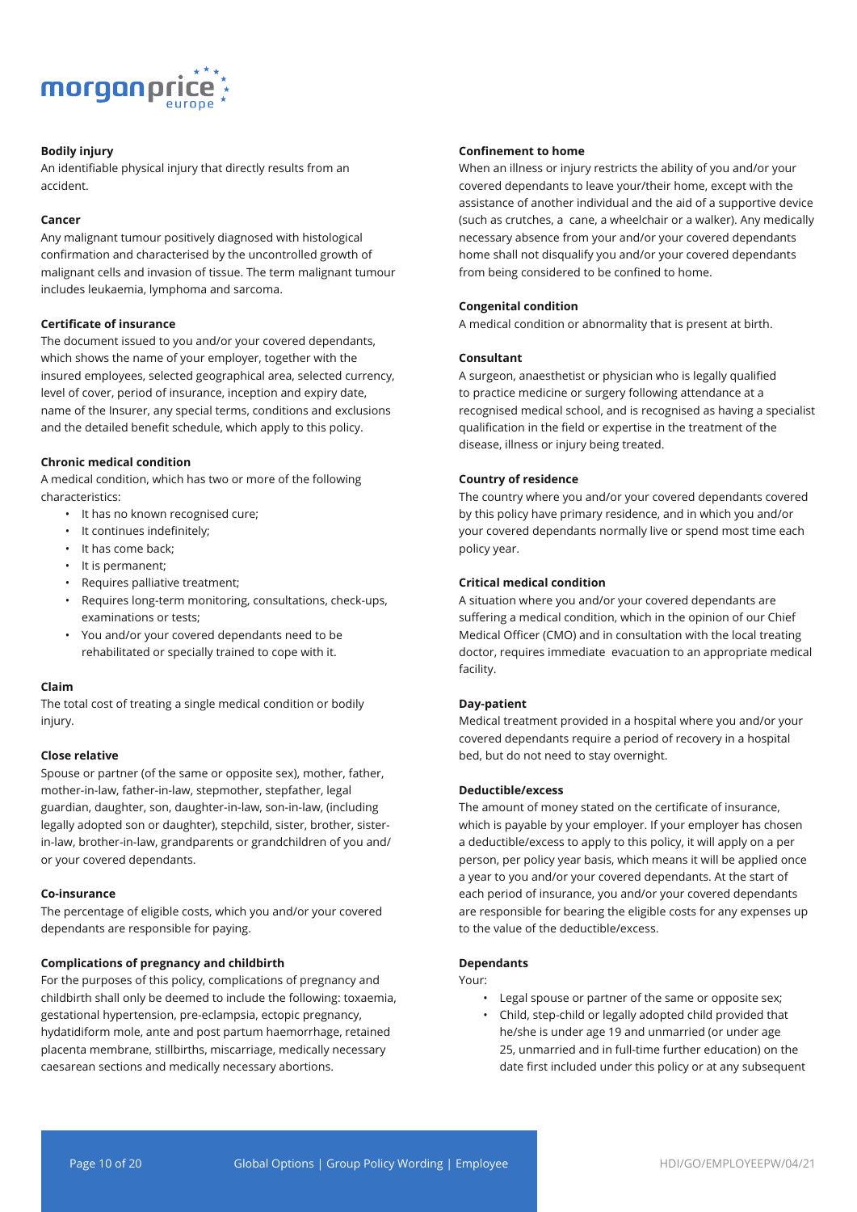**Bodily injury**

An identifiable physical injury that directly results from an accident.

**Cancer**

Any malignant tumour positively diagnosed with histological confirmation and characterised by the uncontrolled growth of malignant cells and invasion of tissue. The term malignant tumour includes leukaemia, lymphoma and sarcoma.

**Certificate of insurance**

The document issued to you and/or your covered dependants, which shows the name of your employer, together with the insured employees, selected geographical area, selected currency, level of cover, period of insurance, inception and expiry date, name of the Insurer, any special terms, conditions and exclusions and the detailed benefit schedule, which apply to this policy.

**Chronic medical condition**

A medical condition, which has two or more of the following characteristics:

- It has no known recognised cure;
- It continues indefinitely;
- It has come back;
- It is permanent;
- Requires palliative treatment;
- Requires long-term monitoring, consultations, check-ups, examinations or tests;
- You and/or your covered dependants need to be rehabilitated or specially trained to cope with it.

**Claim**

The total cost of treating a single medical condition or bodily injury.

**Close relative**

Spouse or partner (of the same or opposite sex), mother, father, mother-in-law, father-in-law, stepmother, stepfather, legal guardian, daughter, son, daughter-in-law, son-in-law, (including legally adopted son or daughter), stepchild, sister, brother, sister-in-law, brother-in-law, grandparents or grandchildren of you and/or your covered dependants.

**Co-insurance**

The percentage of eligible costs, which you and/or your covered dependants are responsible for paying.

**Complications of pregnancy and childbirth**

For the purposes of this policy, complications of pregnancy and childbirth shall only be deemed to include the following: toxaemia, gestational hypertension, pre-eclampsia, ectopic pregnancy, hydatidiform mole, ante and post partum haemorrhage, retained placenta membrane, stillbirths, miscarriage, medically necessary caesarean sections and medically necessary abortions.

**Confinement to home**

When an illness or injury restricts the ability of you and/or your covered dependants to leave your/their home, except with the assistance of another individual and the aid of a supportive device (such as crutches, a cane, a wheelchair or a walker). Any medically necessary absence from your and/or your covered dependants home shall not disqualify you and/or your covered dependants from being considered to be confined to home.

**Congenital condition**

A medical condition or abnormality that is present at birth.

**Consultant**

A surgeon, anaesthetist or physician who is legally qualified to practice medicine or surgery following attendance at a recognised medical school, and is recognised as having a specialist qualification in the field or expertise in the treatment of the disease, illness or injury being treated.

**Country of residence**

The country where you and/or your covered dependants covered by this policy have primary residence, and in which you and/or your covered dependants normally live or spend most time each policy year.

**Critical medical condition**

A situation where you and/or your covered dependants are suffering a medical condition, which in the opinion of our Chief Medical Officer (CMO) and in consultation with the local treating doctor, requires immediate evacuation to an appropriate medical facility.

**Day-patient**

Medical treatment provided in a hospital where you and/or your covered dependants require a period of recovery in a hospital bed, but do not need to stay overnight.

**Deductible/excess**

The amount of money stated on the certificate of insurance, which is payable by your employer. If your employer has chosen a deductible/excess to apply to this policy, it will apply on a per person, per policy year basis, which means it will be applied once a year to you and/or your covered dependants. At the start of each period of insurance, you and/or your covered dependants are responsible for bearing the eligible costs for any expenses up to the value of the deductible/excess.

**Dependants**

Your:

- Legal spouse or partner of the same or opposite sex;
- Child, step-child or legally adopted child provided that he/she is under age 19 and unmarried (or under age 25, unmarried and in full-time further education) on the date first included under this policy or at any subsequent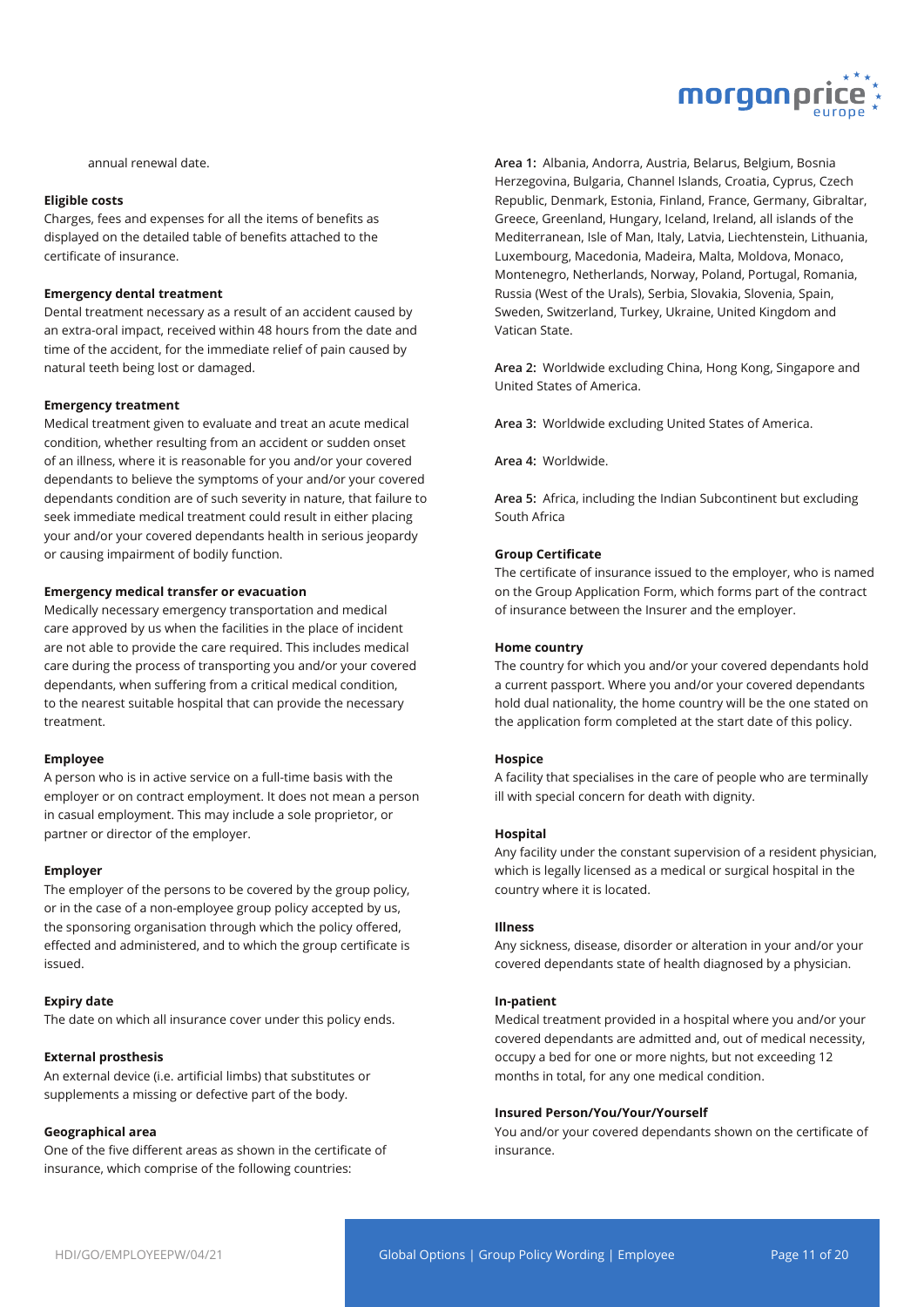annual renewal date.

**Eligible costs**
Charges, fees and expenses for all the items of benefits as displayed on the detailed table of benefits attached to the certificate of insurance.

**Emergency dental treatment**
Dental treatment necessary as a result of an accident caused by an extra-oral impact, received within 48 hours from the date and time of the accident, for the immediate relief of pain caused by natural teeth being lost or damaged.

**Emergency treatment**
Medical treatment given to evaluate and treat an acute medical condition, whether resulting from an accident or sudden onset of an illness, where it is reasonable for you and/or your covered dependants to believe the symptoms of your and/or your covered dependants condition are of such severity in nature, that failure to seek immediate medical treatment could result in either placing your and/or your covered dependants health in serious jeopardy or causing impairment of bodily function.

**Emergency medical transfer or evacuation**
Medically necessary emergency transportation and medical care approved by us when the facilities in the place of incident are not able to provide the care required. This includes medical care during the process of transporting you and/or your covered dependants, when suffering from a critical medical condition, to the nearest suitable hospital that can provide the necessary treatment.

**Employee**
A person who is in active service on a full-time basis with the employer or on contract employment. It does not mean a person in casual employment. This may include a sole proprietor, or partner or director of the employer.

**Employer**
The employer of the persons to be covered by the group policy, or in the case of a non-employee group policy accepted by us, the sponsoring organisation through which the policy offered, effected and administered, and to which the group certificate is issued.

**Expiry date**
The date on which all insurance cover under this policy ends.

**External prosthesis**
An external device (i.e. artificial limbs) that substitutes or supplements a missing or defective part of the body.

**Geographical area**
One of the five different areas as shown in the certificate of insurance, which comprise of the following countries:

**Area 1:** Albania, Andorra, Austria, Belarus, Belgium, Bosnia Herzegovina, Bulgaria, Channel Islands, Croatia, Cyprus, Czech Republic, Denmark, Estonia, Finland, France, Germany, Gibraltar, Greece, Greenland, Hungary, Iceland, Ireland, all islands of the Mediterranean, Isle of Man, Italy, Latvia, Liechtenstein, Lithuania, Luxembourg, Macedonia, Madeira, Malta, Moldova, Monaco, Montenegro, Netherlands, Norway, Poland, Portugal, Romania, Russia (West of the Urals), Serbia, Slovakia, Slovenia, Spain, Sweden, Switzerland, Turkey, Ukraine, United Kingdom and Vatican State.

**Area 2:** Worldwide excluding China, Hong Kong, Singapore and United States of America.

**Area 3:** Worldwide excluding United States of America.

**Area 4:** Worldwide.

**Area 5:** Africa, including the Indian Subcontinent but excluding South Africa

**Group Certificate**
The certificate of insurance issued to the employer, who is named on the Group Application Form, which forms part of the contract of insurance between the Insurer and the employer.

**Home country**
The country for which you and/or your covered dependants hold a current passport. Where you and/or your covered dependants hold dual nationality, the home country will be the one stated on the application form completed at the start date of this policy.

**Hospice**
A facility that specialises in the care of people who are terminally ill with special concern for death with dignity.

**Hospital**
Any facility under the constant supervision of a resident physician, which is legally licensed as a medical or surgical hospital in the country where it is located.

**Illness**
Any sickness, disease, disorder or alteration in your and/or your covered dependants state of health diagnosed by a physician.

**In-patient**
Medical treatment provided in a hospital where you and/or your covered dependants are admitted and, out of medical necessity, occupy a bed for one or more nights, but not exceeding 12 months in total, for any one medical condition.

**Insured Person/You/Your/Yourself**
You and/or your covered dependants shown on the certificate of insurance.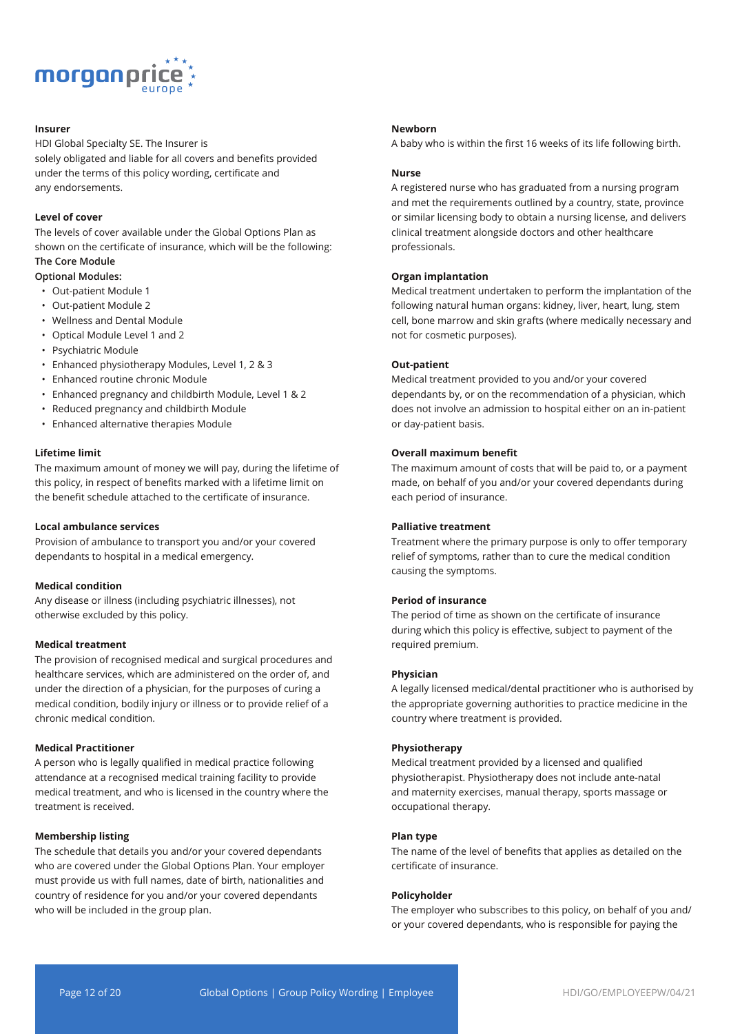**Insurer**
HDI Global Specialty SE. The Insurer is solely obligated and liable for all covers and benefits provided under the terms of this policy wording, certificate and any endorsements.

**Level of cover**
The levels of cover available under the Global Options Plan as shown on the certificate of insurance, which will be the following:
**The Core Module**
**Optional Modules:**

- Out-patient Module 1
- Out-patient Module 2
- Wellness and Dental Module
- Optical Module Level 1 and 2
- Psychiatric Module
- Enhanced physiotherapy Modules, Level 1, 2 & 3
- Enhanced routine chronic Module
- Enhanced pregnancy and childbirth Module, Level 1 & 2
- Reduced pregnancy and childbirth Module
- Enhanced alternative therapies Module

**Lifetime limit**
The maximum amount of money we will pay, during the lifetime of this policy, in respect of benefits marked with a lifetime limit on the benefit schedule attached to the certificate of insurance.

**Local ambulance services**
Provision of ambulance to transport you and/or your covered dependants to hospital in a medical emergency.

**Medical condition**
Any disease or illness (including psychiatric illnesses), not otherwise excluded by this policy.

**Medical treatment**
The provision of recognised medical and surgical procedures and healthcare services, which are administered on the order of, and under the direction of a physician, for the purposes of curing a medical condition, bodily injury or illness or to provide relief of a chronic medical condition.

**Medical Practitioner**
A person who is legally qualified in medical practice following attendance at a recognised medical training facility to provide medical treatment, and who is licensed in the country where the treatment is received.

**Membership listing**
The schedule that details you and/or your covered dependants who are covered under the Global Options Plan. Your employer must provide us with full names, date of birth, nationalities and country of residence for you and/or your covered dependants who will be included in the group plan.

**Newborn**
A baby who is within the first 16 weeks of its life following birth.

**Nurse**
A registered nurse who has graduated from a nursing program and met the requirements outlined by a country, state, province or similar licensing body to obtain a nursing license, and delivers clinical treatment alongside doctors and other healthcare professionals.

**Organ implantation**
Medical treatment undertaken to perform the implantation of the following natural human organs: kidney, liver, heart, lung, stem cell, bone marrow and skin grafts (where medically necessary and not for cosmetic purposes).

**Out-patient**
Medical treatment provided to you and/or your covered dependants by, or on the recommendation of a physician, which does not involve an admission to hospital either on an in-patient or day-patient basis.

**Overall maximum benefit**
The maximum amount of costs that will be paid to, or a payment made, on behalf of you and/or your covered dependants during each period of insurance.

**Palliative treatment**
Treatment where the primary purpose is only to offer temporary relief of symptoms, rather than to cure the medical condition causing the symptoms.

**Period of insurance**
The period of time as shown on the certificate of insurance during which this policy is effective, subject to payment of the required premium.

**Physician**
A legally licensed medical/dental practitioner who is authorised by the appropriate governing authorities to practice medicine in the country where treatment is provided.

**Physiotherapy**
Medical treatment provided by a licensed and qualified physiotherapist. Physiotherapy does not include ante-natal and maternity exercises, manual therapy, sports massage or occupational therapy.

**Plan type**
The name of the level of benefits that applies as detailed on the certificate of insurance.

**Policyholder**
The employer who subscribes to this policy, on behalf of you and/or your covered dependants, who is responsible for paying the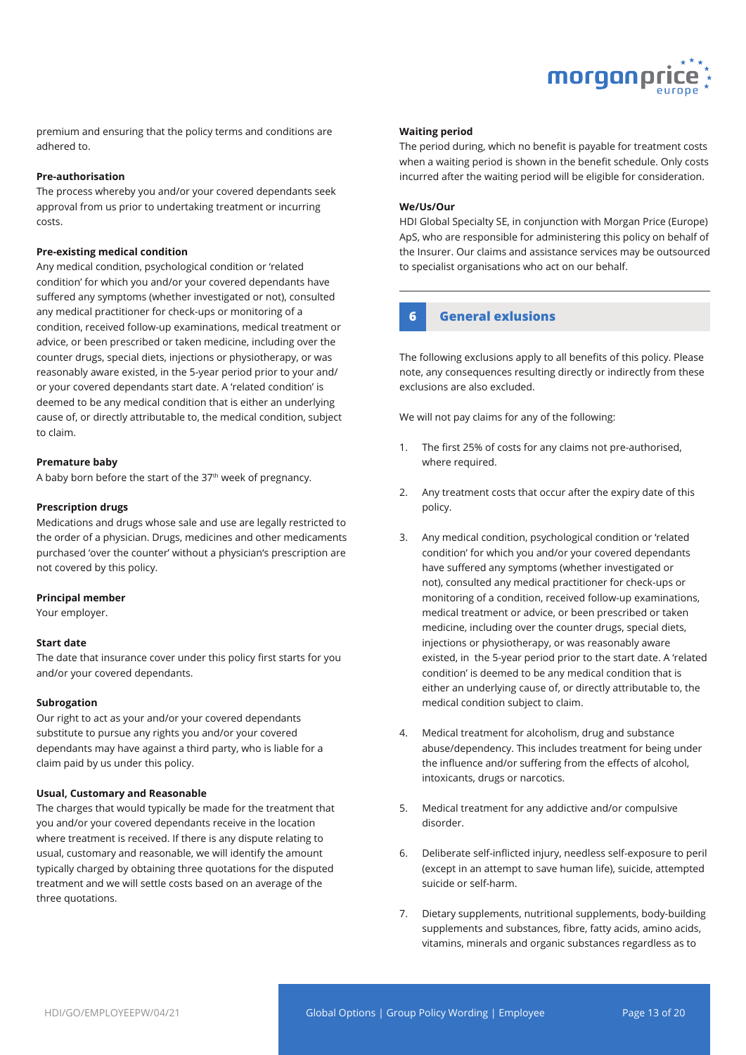premium and ensuring that the policy terms and conditions are adhered to.

**Pre-authorisation**
The process whereby you and/or your covered dependants seek approval from us prior to undertaking treatment or incurring costs.

**Pre-existing medical condition**
Any medical condition, psychological condition or 'related condition' for which you and/or your covered dependants have suffered any symptoms (whether investigated or not), consulted any medical practitioner for check-ups or monitoring of a condition, received follow-up examinations, medical treatment or advice, or been prescribed or taken medicine, including over the counter drugs, special diets, injections or physiotherapy, or was reasonably aware existed, in the 5-year period prior to your and/ or your covered dependants start date. A 'related condition' is deemed to be any medical condition that is either an underlying cause of, or directly attributable to, the medical condition, subject to claim.

**Premature baby**
A baby born before the start of the 37th week of pregnancy.

**Prescription drugs**
Medications and drugs whose sale and use are legally restricted to the order of a physician. Drugs, medicines and other medicaments purchased 'over the counter' without a physician's prescription are not covered by this policy.

**Principal member**
Your employer.

**Start date**
The date that insurance cover under this policy first starts for you and/or your covered dependants.

**Subrogation**
Our right to act as your and/or your covered dependants substitute to pursue any rights you and/or your covered dependants may have against a third party, who is liable for a claim paid by us under this policy.

**Usual, Customary and Reasonable**
The charges that would typically be made for the treatment that you and/or your covered dependants receive in the location where treatment is received. If there is any dispute relating to usual, customary and reasonable, we will identify the amount typically charged by obtaining three quotations for the disputed treatment and we will settle costs based on an average of the three quotations.

**Waiting period**
The period during, which no benefit is payable for treatment costs when a waiting period is shown in the benefit schedule. Only costs incurred after the waiting period will be eligible for consideration.

**We/Us/Our**
HDI Global Specialty SE, in conjunction with Morgan Price (Europe) ApS, who are responsible for administering this policy on behalf of the Insurer. Our claims and assistance services may be outsourced to specialist organisations who act on our behalf.

## 6 General exlusions

The following exclusions apply to all benefits of this policy. Please note, any consequences resulting directly or indirectly from these exclusions are also excluded.

We will not pay claims for any of the following:

1. The first 25% of costs for any claims not pre-authorised, where required.

2. Any treatment costs that occur after the expiry date of this policy.

3. Any medical condition, psychological condition or 'related condition' for which you and/or your covered dependants have suffered any symptoms (whether investigated or not), consulted any medical practitioner for check-ups or monitoring of a condition, received follow-up examinations, medical treatment or advice, or been prescribed or taken medicine, including over the counter drugs, special diets, injections or physiotherapy, or was reasonably aware existed, in the 5-year period prior to the start date. A 'related condition' is deemed to be any medical condition that is either an underlying cause of, or directly attributable to, the medical condition subject to claim.

4. Medical treatment for alcoholism, drug and substance abuse/dependency. This includes treatment for being under the influence and/or suffering from the effects of alcohol, intoxicants, drugs or narcotics.

5. Medical treatment for any addictive and/or compulsive disorder.

6. Deliberate self-inflicted injury, needless self-exposure to peril (except in an attempt to save human life), suicide, attempted suicide or self-harm.

7. Dietary supplements, nutritional supplements, body-building supplements and substances, fibre, fatty acids, amino acids, vitamins, minerals and organic substances regardless as to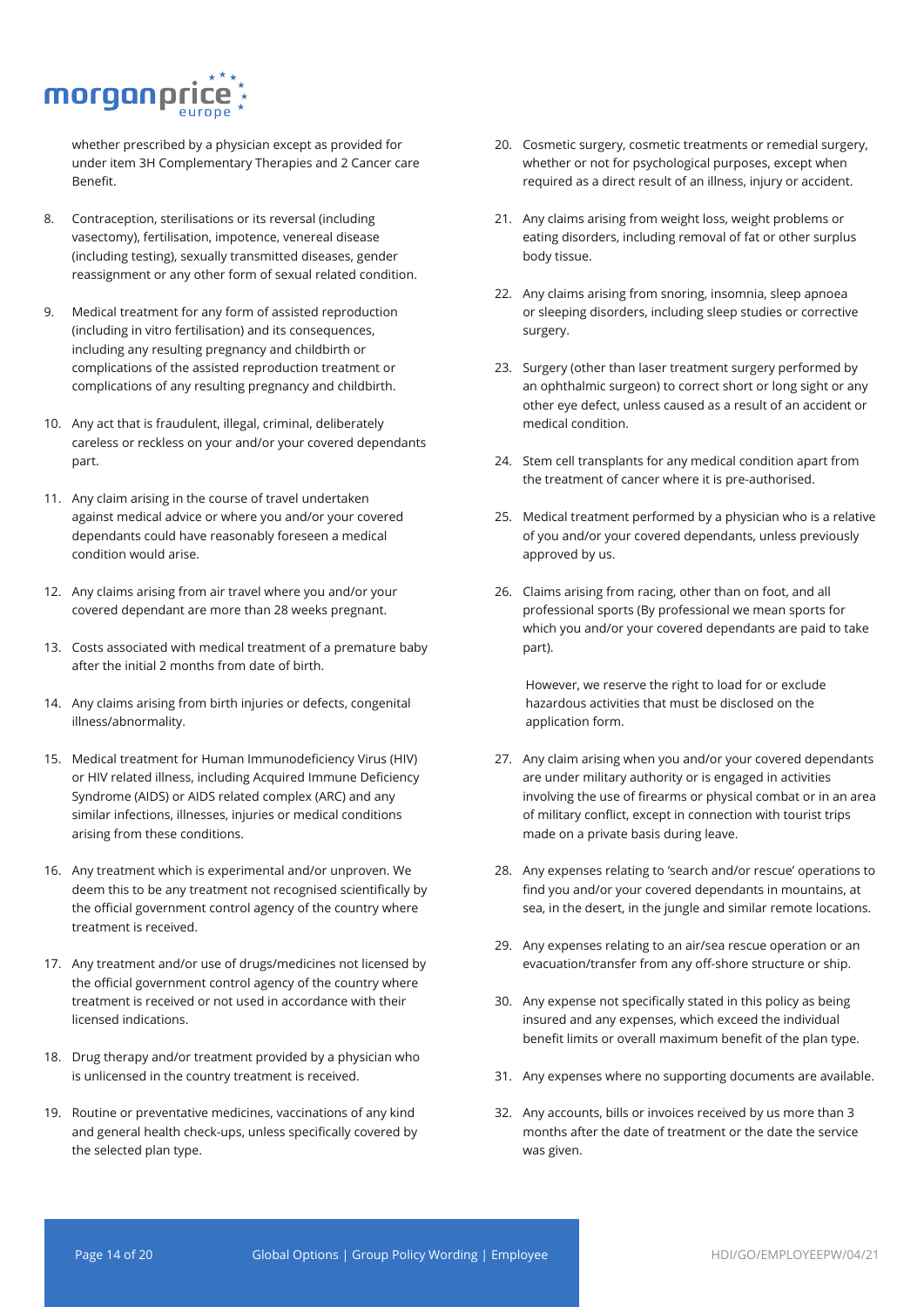whether prescribed by a physician except as provided for under item 3H Complementary Therapies and 2 Cancer care Benefit.

8. Contraception, sterilisations or its reversal (including vasectomy), fertilisation, impotence, venereal disease (including testing), sexually transmitted diseases, gender reassignment or any other form of sexual related condition.

9. Medical treatment for any form of assisted reproduction (including in vitro fertilisation) and its consequences, including any resulting pregnancy and childbirth or complications of the assisted reproduction treatment or complications of any resulting pregnancy and childbirth.

10. Any act that is fraudulent, illegal, criminal, deliberately careless or reckless on your and/or your covered dependants part.

11. Any claim arising in the course of travel undertaken against medical advice or where you and/or your covered dependants could have reasonably foreseen a medical condition would arise.

12. Any claims arising from air travel where you and/or your covered dependant are more than 28 weeks pregnant.

13. Costs associated with medical treatment of a premature baby after the initial 2 months from date of birth.

14. Any claims arising from birth injuries or defects, congenital illness/abnormality.

15. Medical treatment for Human Immunodeficiency Virus (HIV) or HIV related illness, including Acquired Immune Deficiency Syndrome (AIDS) or AIDS related complex (ARC) and any similar infections, illnesses, injuries or medical conditions arising from these conditions.

16. Any treatment which is experimental and/or unproven. We deem this to be any treatment not recognised scientifically by the official government control agency of the country where treatment is received.

17. Any treatment and/or use of drugs/medicines not licensed by the official government control agency of the country where treatment is received or not used in accordance with their licensed indications.

18. Drug therapy and/or treatment provided by a physician who is unlicensed in the country treatment is received.

19. Routine or preventative medicines, vaccinations of any kind and general health check-ups, unless specifically covered by the selected plan type.

20. Cosmetic surgery, cosmetic treatments or remedial surgery, whether or not for psychological purposes, except when required as a direct result of an illness, injury or accident.

21. Any claims arising from weight loss, weight problems or eating disorders, including removal of fat or other surplus body tissue.

22. Any claims arising from snoring, insomnia, sleep apnoea or sleeping disorders, including sleep studies or corrective surgery.

23. Surgery (other than laser treatment surgery performed by an ophthalmic surgeon) to correct short or long sight or any other eye defect, unless caused as a result of an accident or medical condition.

24. Stem cell transplants for any medical condition apart from the treatment of cancer where it is pre-authorised.

25. Medical treatment performed by a physician who is a relative of you and/or your covered dependants, unless previously approved by us.

26. Claims arising from racing, other than on foot, and all professional sports (By professional we mean sports for which you and/or your covered dependants are paid to take part).

    However, we reserve the right to load for or exclude hazardous activities that must be disclosed on the application form.

27. Any claim arising when you and/or your covered dependants are under military authority or is engaged in activities involving the use of firearms or physical combat or in an area of military conflict, except in connection with tourist trips made on a private basis during leave.

28. Any expenses relating to 'search and/or rescue' operations to find you and/or your covered dependants in mountains, at sea, in the desert, in the jungle and similar remote locations.

29. Any expenses relating to an air/sea rescue operation or an evacuation/transfer from any off-shore structure or ship.

30. Any expense not specifically stated in this policy as being insured and any expenses, which exceed the individual benefit limits or overall maximum benefit of the plan type.

31. Any expenses where no supporting documents are available.

32. Any accounts, bills or invoices received by us more than 3 months after the date of treatment or the date the service was given.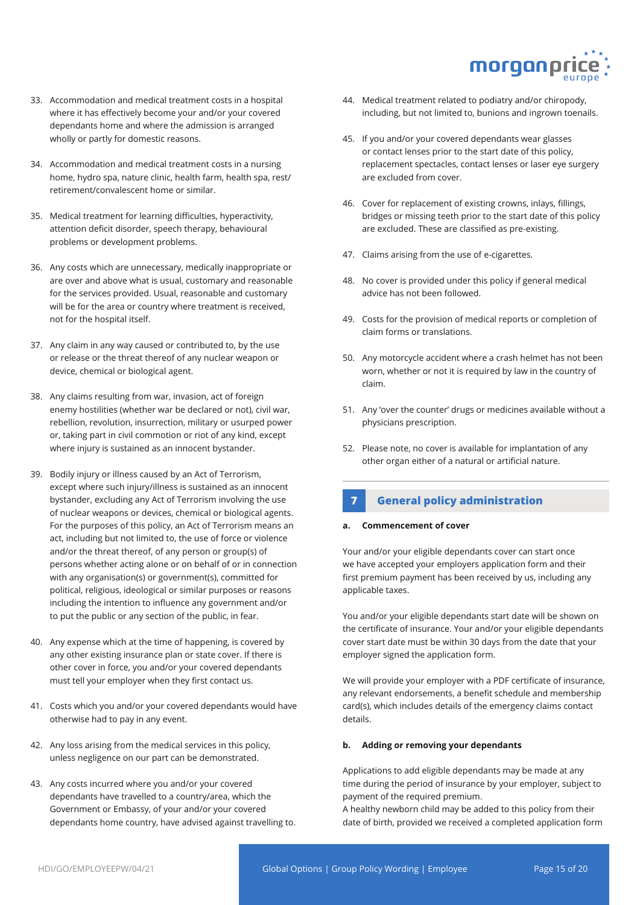33. Accommodation and medical treatment costs in a hospital where it has effectively become your and/or your covered dependants home and where the admission is arranged wholly or partly for domestic reasons.

34. Accommodation and medical treatment costs in a nursing home, hydro spa, nature clinic, health farm, health spa, rest/ retirement/convalescent home or similar.

35. Medical treatment for learning difficulties, hyperactivity, attention deficit disorder, speech therapy, behavioural problems or development problems.

36. Any costs which are unnecessary, medically inappropriate or are over and above what is usual, customary and reasonable for the services provided. Usual, reasonable and customary will be for the area or country where treatment is received, not for the hospital itself.

37. Any claim in any way caused or contributed to, by the use or release or the threat thereof of any nuclear weapon or device, chemical or biological agent.

38. Any claims resulting from war, invasion, act of foreign enemy hostilities (whether war be declared or not), civil war, rebellion, revolution, insurrection, military or usurped power or, taking part in civil commotion or riot of any kind, except where injury is sustained as an innocent bystander.

39. Bodily injury or illness caused by an Act of Terrorism, except where such injury/illness is sustained as an innocent bystander, excluding any Act of Terrorism involving the use of nuclear weapons or devices, chemical or biological agents. For the purposes of this policy, an Act of Terrorism means an act, including but not limited to, the use of force or violence and/or the threat thereof, of any person or group(s) of persons whether acting alone or on behalf of or in connection with any organisation(s) or government(s), committed for political, religious, ideological or similar purposes or reasons including the intention to influence any government and/or to put the public or any section of the public, in fear.

40. Any expense which at the time of happening, is covered by any other existing insurance plan or state cover. If there is other cover in force, you and/or your covered dependants must tell your employer when they first contact us.

41. Costs which you and/or your covered dependants would have otherwise had to pay in any event.

42. Any loss arising from the medical services in this policy, unless negligence on our part can be demonstrated.

43. Any costs incurred where you and/or your covered dependants have travelled to a country/area, which the Government or Embassy, of your and/or your covered dependants home country, have advised against travelling to.

44. Medical treatment related to podiatry and/or chiropody, including, but not limited to, bunions and ingrown toenails.

45. If you and/or your covered dependants wear glasses or contact lenses prior to the start date of this policy, replacement spectacles, contact lenses or laser eye surgery are excluded from cover.

46. Cover for replacement of existing crowns, inlays, fillings, bridges or missing teeth prior to the start date of this policy are excluded. These are classified as pre-existing.

47. Claims arising from the use of e-cigarettes.

48. No cover is provided under this policy if general medical advice has not been followed.

49. Costs for the provision of medical reports or completion of claim forms or translations.

50. Any motorcycle accident where a crash helmet has not been worn, whether or not it is required by law in the country of claim.

51. Any 'over the counter' drugs or medicines available without a physicians prescription.

52. Please note, no cover is available for implantation of any other organ either of a natural or artificial nature.

## 7 General policy administration

### a. Commencement of cover

Your and/or your eligible dependants cover can start once we have accepted your employers application form and their first premium payment has been received by us, including any applicable taxes.

You and/or your eligible dependants start date will be shown on the certificate of insurance. Your and/or your eligible dependants cover start date must be within 30 days from the date that your employer signed the application form.

We will provide your employer with a PDF certificate of insurance, any relevant endorsements, a benefit schedule and membership card(s), which includes details of the emergency claims contact details.

### b. Adding or removing your dependants

Applications to add eligible dependants may be made at any time during the period of insurance by your employer, subject to payment of the required premium.
A healthy newborn child may be added to this policy from their date of birth, provided we received a completed application form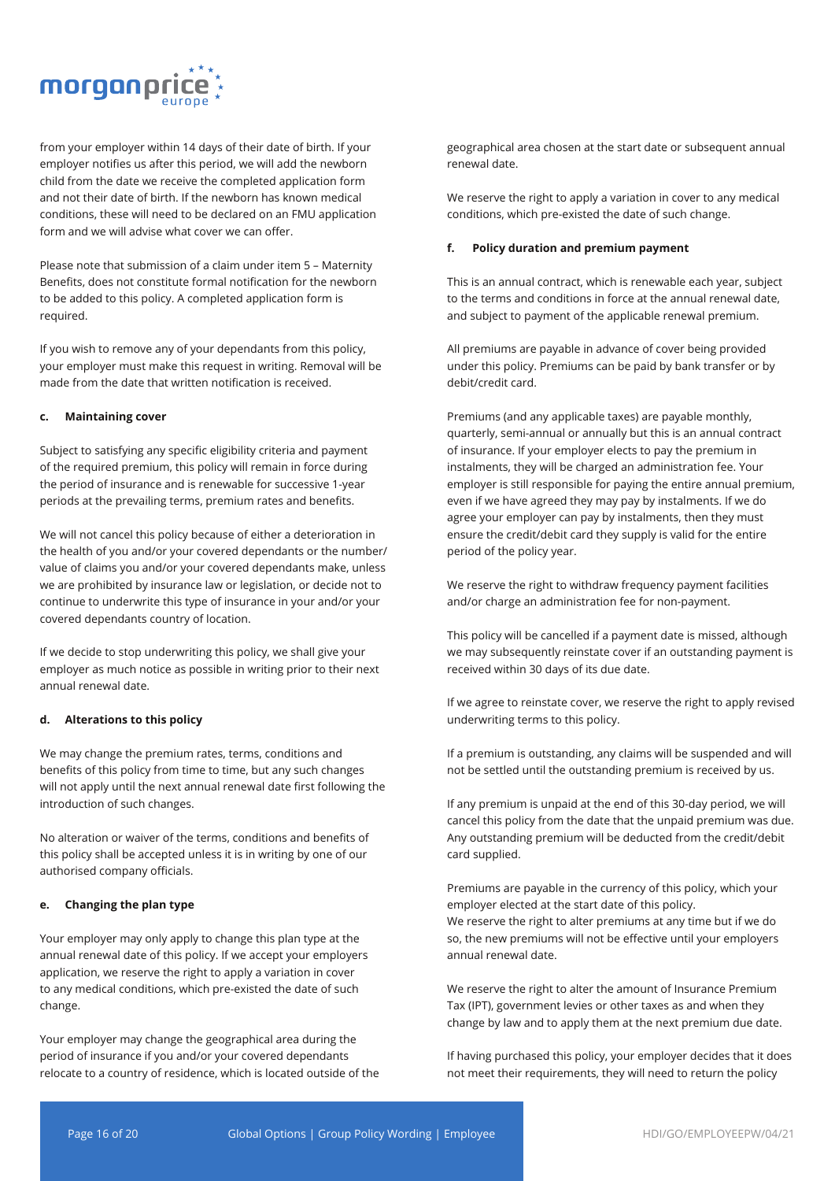from your employer within 14 days of their date of birth. If your employer notifies us after this period, we will add the newborn child from the date we receive the completed application form and not their date of birth. If the newborn has known medical conditions, these will need to be declared on an FMU application form and we will advise what cover we can offer.

Please note that submission of a claim under item 5 – Maternity Benefits, does not constitute formal notification for the newborn to be added to this policy. A completed application form is required.

If you wish to remove any of your dependants from this policy, your employer must make this request in writing. Removal will be made from the date that written notification is received.

#### c. Maintaining cover

Subject to satisfying any specific eligibility criteria and payment of the required premium, this policy will remain in force during the period of insurance and is renewable for successive 1-year periods at the prevailing terms, premium rates and benefits.

We will not cancel this policy because of either a deterioration in the health of you and/or your covered dependants or the number/value of claims you and/or your covered dependants make, unless we are prohibited by insurance law or legislation, or decide not to continue to underwrite this type of insurance in your and/or your covered dependants country of location.

If we decide to stop underwriting this policy, we shall give your employer as much notice as possible in writing prior to their next annual renewal date.

#### d. Alterations to this policy

We may change the premium rates, terms, conditions and benefits of this policy from time to time, but any such changes will not apply until the next annual renewal date first following the introduction of such changes.

No alteration or waiver of the terms, conditions and benefits of this policy shall be accepted unless it is in writing by one of our authorised company officials.

#### e. Changing the plan type

Your employer may only apply to change this plan type at the annual renewal date of this policy. If we accept your employers application, we reserve the right to apply a variation in cover to any medical conditions, which pre-existed the date of such change.

Your employer may change the geographical area during the period of insurance if you and/or your covered dependants relocate to a country of residence, which is located outside of the geographical area chosen at the start date or subsequent annual renewal date.

We reserve the right to apply a variation in cover to any medical conditions, which pre-existed the date of such change.

#### f. Policy duration and premium payment

This is an annual contract, which is renewable each year, subject to the terms and conditions in force at the annual renewal date, and subject to payment of the applicable renewal premium.

All premiums are payable in advance of cover being provided under this policy. Premiums can be paid by bank transfer or by debit/credit card.

Premiums (and any applicable taxes) are payable monthly, quarterly, semi-annual or annually but this is an annual contract of insurance. If your employer elects to pay the premium in instalments, they will be charged an administration fee. Your employer is still responsible for paying the entire annual premium, even if we have agreed they may pay by instalments. If we do agree your employer can pay by instalments, then they must ensure the credit/debit card they supply is valid for the entire period of the policy year.

We reserve the right to withdraw frequency payment facilities and/or charge an administration fee for non-payment.

This policy will be cancelled if a payment date is missed, although we may subsequently reinstate cover if an outstanding payment is received within 30 days of its due date.

If we agree to reinstate cover, we reserve the right to apply revised underwriting terms to this policy.

If a premium is outstanding, any claims will be suspended and will not be settled until the outstanding premium is received by us.

If any premium is unpaid at the end of this 30-day period, we will cancel this policy from the date that the unpaid premium was due. Any outstanding premium will be deducted from the credit/debit card supplied.

Premiums are payable in the currency of this policy, which your employer elected at the start date of this policy.
We reserve the right to alter premiums at any time but if we do so, the new premiums will not be effective until your employers annual renewal date.

We reserve the right to alter the amount of Insurance Premium Tax (IPT), government levies or other taxes as and when they change by law and to apply them at the next premium due date.

If having purchased this policy, your employer decides that it does not meet their requirements, they will need to return the policy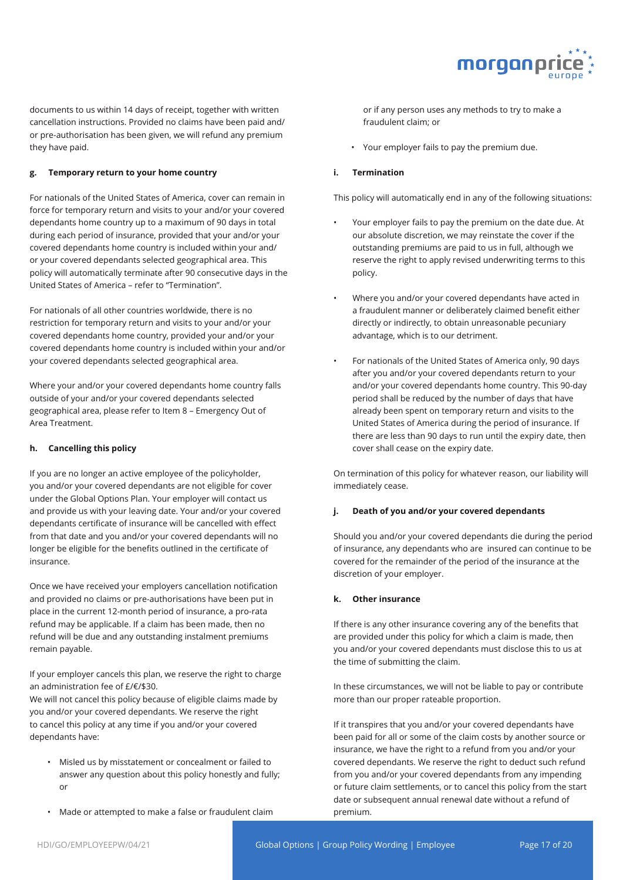documents to us within 14 days of receipt, together with written cancellation instructions. Provided no claims have been paid and/or pre-authorisation has been given, we will refund any premium they have paid.

**g. Temporary return to your home country**

For nationals of the United States of America, cover can remain in force for temporary return and visits to your and/or your covered dependants home country up to a maximum of 90 days in total during each period of insurance, provided that your and/or your covered dependants home country is included within your and/or your covered dependants selected geographical area. This policy will automatically terminate after 90 consecutive days in the United States of America – refer to "Termination".

For nationals of all other countries worldwide, there is no restriction for temporary return and visits to your and/or your covered dependants home country, provided your and/or your covered dependants home country is included within your and/or your covered dependants selected geographical area.

Where your and/or your covered dependants home country falls outside of your and/or your covered dependants selected geographical area, please refer to Item 8 – Emergency Out of Area Treatment.

**h. Cancelling this policy**

If you are no longer an active employee of the policyholder, you and/or your covered dependants are not eligible for cover under the Global Options Plan. Your employer will contact us and provide us with your leaving date. Your and/or your covered dependants certificate of insurance will be cancelled with effect from that date and you and/or your covered dependants will no longer be eligible for the benefits outlined in the certificate of insurance.

Once we have received your employers cancellation notification and provided no claims or pre-authorisations have been put in place in the current 12-month period of insurance, a pro-rata refund may be applicable. If a claim has been made, then no refund will be due and any outstanding instalment premiums remain payable.

If your employer cancels this plan, we reserve the right to charge an administration fee of £/€/$30.
We will not cancel this policy because of eligible claims made by you and/or your covered dependants. We reserve the right to cancel this policy at any time if you and/or your covered dependants have:

- Misled us by misstatement or concealment or failed to answer any question about this policy honestly and fully; or
- Made or attempted to make a false or fraudulent claim or if any person uses any methods to try to make a fraudulent claim; or
- Your employer fails to pay the premium due.

**i. Termination**

This policy will automatically end in any of the following situations:

- Your employer fails to pay the premium on the date due. At our absolute discretion, we may reinstate the cover if the outstanding premiums are paid to us in full, although we reserve the right to apply revised underwriting terms to this policy.
- Where you and/or your covered dependants have acted in a fraudulent manner or deliberately claimed benefit either directly or indirectly, to obtain unreasonable pecuniary advantage, which is to our detriment.
- For nationals of the United States of America only, 90 days after you and/or your covered dependants return to your and/or your covered dependants home country. This 90-day period shall be reduced by the number of days that have already been spent on temporary return and visits to the United States of America during the period of insurance. If there are less than 90 days to run until the expiry date, then cover shall cease on the expiry date.

On termination of this policy for whatever reason, our liability will immediately cease.

**j. Death of you and/or your covered dependants**

Should you and/or your covered dependants die during the period of insurance, any dependants who are insured can continue to be covered for the remainder of the period of the insurance at the discretion of your employer.

**k. Other insurance**

If there is any other insurance covering any of the benefits that are provided under this policy for which a claim is made, then you and/or your covered dependants must disclose this to us at the time of submitting the claim.

In these circumstances, we will not be liable to pay or contribute more than our proper rateable proportion.

If it transpires that you and/or your covered dependants have been paid for all or some of the claim costs by another source or insurance, we have the right to a refund from you and/or your covered dependants. We reserve the right to deduct such refund from you and/or your covered dependants from any impending or future claim settlements, or to cancel this policy from the start date or subsequent annual renewal date without a refund of premium.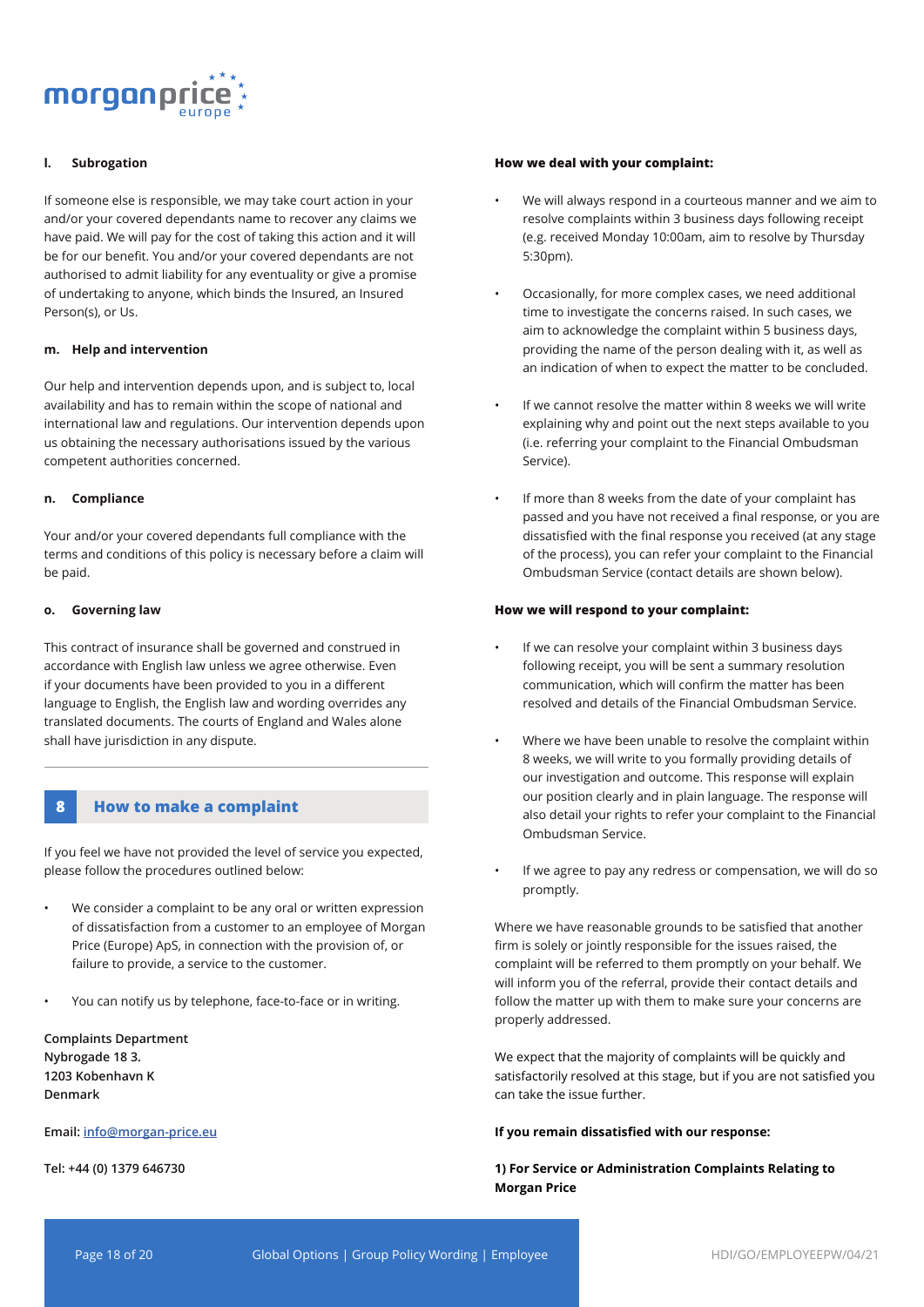**l. Subrogation**

If someone else is responsible, we may take court action in your and/or your covered dependants name to recover any claims we have paid. We will pay for the cost of taking this action and it will be for our benefit. You and/or your covered dependants are not authorised to admit liability for any eventuality or give a promise of undertaking to anyone, which binds the Insured, an Insured Person(s), or Us.

**m. Help and intervention**

Our help and intervention depends upon, and is subject to, local availability and has to remain within the scope of national and international law and regulations. Our intervention depends upon us obtaining the necessary authorisations issued by the various competent authorities concerned.

**n. Compliance**

Your and/or your covered dependants full compliance with the terms and conditions of this policy is necessary before a claim will be paid.

**o. Governing law**

This contract of insurance shall be governed and construed in accordance with English law unless we agree otherwise. Even if your documents have been provided to you in a different language to English, the English law and wording overrides any translated documents. The courts of England and Wales alone shall have jurisdiction in any dispute.

## 8 How to make a complaint

If you feel we have not provided the level of service you expected, please follow the procedures outlined below:

- We consider a complaint to be any oral or written expression of dissatisfaction from a customer to an employee of Morgan Price (Europe) ApS, in connection with the provision of, or failure to provide, a service to the customer.
- You can notify us by telephone, face-to-face or in writing.

**Complaints Department**
**Nybrogade 18 3.**
**1203 Kobenhavn K**
**Denmark**

**Email:** info@morgan-price.eu

**Tel: +44 (0) 1379 646730**

**How we deal with your complaint:**

- We will always respond in a courteous manner and we aim to resolve complaints within 3 business days following receipt (e.g. received Monday 10:00am, aim to resolve by Thursday 5:30pm).
- Occasionally, for more complex cases, we need additional time to investigate the concerns raised. In such cases, we aim to acknowledge the complaint within 5 business days, providing the name of the person dealing with it, as well as an indication of when to expect the matter to be concluded.
- If we cannot resolve the matter within 8 weeks we will write explaining why and point out the next steps available to you (i.e. referring your complaint to the Financial Ombudsman Service).
- If more than 8 weeks from the date of your complaint has passed and you have not received a final response, or you are dissatisfied with the final response you received (at any stage of the process), you can refer your complaint to the Financial Ombudsman Service (contact details are shown below).

**How we will respond to your complaint:**

- If we can resolve your complaint within 3 business days following receipt, you will be sent a summary resolution communication, which will confirm the matter has been resolved and details of the Financial Ombudsman Service.
- Where we have been unable to resolve the complaint within 8 weeks, we will write to you formally providing details of our investigation and outcome. This response will explain our position clearly and in plain language. The response will also detail your rights to refer your complaint to the Financial Ombudsman Service.
- If we agree to pay any redress or compensation, we will do so promptly.

Where we have reasonable grounds to be satisfied that another firm is solely or jointly responsible for the issues raised, the complaint will be referred to them promptly on your behalf. We will inform you of the referral, provide their contact details and follow the matter up with them to make sure your concerns are properly addressed.

We expect that the majority of complaints will be quickly and satisfactorily resolved at this stage, but if you are not satisfied you can take the issue further.

**If you remain dissatisfied with our response:**

**1) For Service or Administration Complaints Relating to Morgan Price**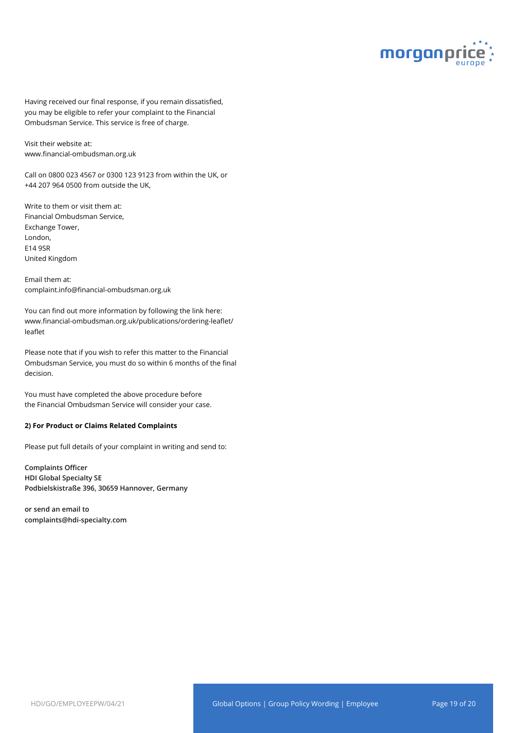Having received our final response, if you remain dissatisfied, you may be eligible to refer your complaint to the Financial Ombudsman Service. This service is free of charge.

Visit their website at:
www.financial-ombudsman.org.uk

Call on 0800 023 4567 or 0300 123 9123 from within the UK, or +44 207 964 0500 from outside the UK,

Write to them or visit them at:
Financial Ombudsman Service,
Exchange Tower,
London,
E14 9SR
United Kingdom

Email them at:
complaint.info@financial-ombudsman.org.uk

You can find out more information by following the link here:
www.financial-ombudsman.org.uk/publications/ordering-leaflet/leaflet

Please note that if you wish to refer this matter to the Financial Ombudsman Service, you must do so within 6 months of the final decision.

You must have completed the above procedure before the Financial Ombudsman Service will consider your case.

**2) For Product or Claims Related Complaints**

Please put full details of your complaint in writing and send to:

**Complaints Officer**
**HDI Global Specialty SE**
**Podbielskistraße 396, 30659 Hannover, Germany**

**or send an email to**
**complaints@hdi-specialty.com**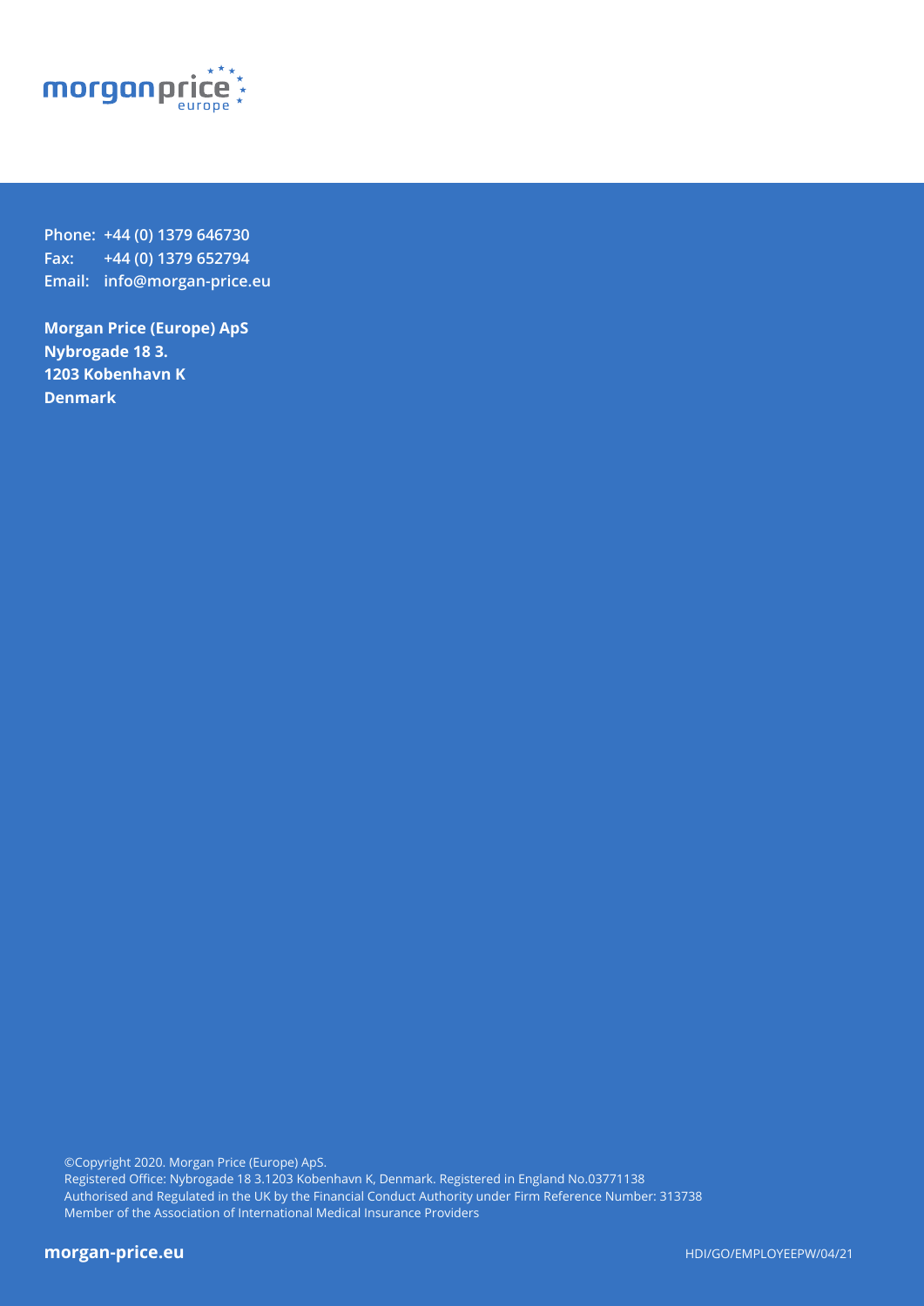morganprice europe

**Phone:** **+44 (0) 1379 646730**
**Fax:** **+44 (0) 1379 652794**
**Email:** **info@morgan-price.eu**

**Morgan Price (Europe) ApS**
**Nybrogade 18 3.**
**1203 Kobenhavn K**
**Denmark**

©Copyright 2020. Morgan Price (Europe) ApS.
Registered Office: Nybrogade 18 3.1203 Kobenhavn K, Denmark. Registered in England No.03771138
Authorised and Regulated in the UK by the Financial Conduct Authority under Firm Reference Number: 313738
Member of the Association of International Medical Insurance Providers

**morgan-price.eu**

HDI/GO/EMPLOYEEPW/04/21